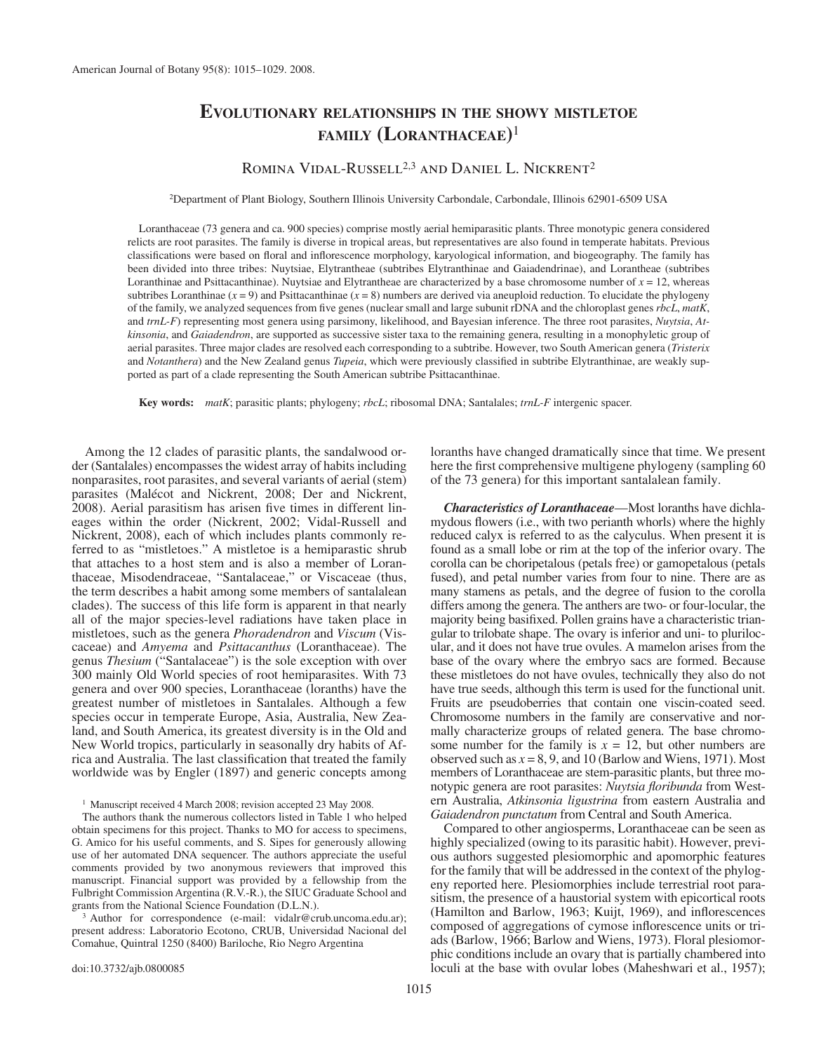# Evolutionary relationships in the showy mistletoe family (Loranthaceae)[1]

Romina Vidal-Russell[2,3] and Daniel L. Nickrent[2]

[2]Department of Plant Biology, Southern Illinois University Carbondale, Carbondale, Illinois 62901-6509 USA

Loranthaceae (73 genera and ca. 900 species) comprise mostly aerial hemiparasitic plants. Three monotypic genera considered relicts are root parasites. The family is diverse in tropical areas, but representatives are also found in temperate habitats. Previous classifications were based on floral and inflorescence morphology, karyological information, and biogeography. The family has been divided into three tribes: Nuytsiae, Elytrantheae (subtribes Elytranthinae and Gaiadendrinae), and Lorantheae (subtribes Loranthinae and Psittacanthinae). Nuytsiae and Elytrantheae are characterized by a base chromosome number of $x = 12$, whereas subtribes Loranthinae ($x = 9$) and Psittacanthinae ($x = 8$) numbers are derived via aneuploid reduction. To elucidate the phylogeny of the family, we analyzed sequences from five genes (nuclear small and large subunit rDNA and the chloroplast genes *rbcL*, *matK*, and *trnL-F*) representing most genera using parsimony, likelihood, and Bayesian inference. The three root parasites, *Nuytsia*, *Atkinsonia*, and *Gaiadendron*, are supported as successive sister taxa to the remaining genera, resulting in a monophyletic group of aerial parasites. Three major clades are resolved each corresponding to a subtribe. However, two South American genera (*Tristerix* and *Notanthera*) and the New Zealand genus *Tupeia*, which were previously classified in subtribe Elytranthinae, are weakly supported as part of a clade representing the South American subtribe Psittacanthinae.

**Key words:** *matK*; parasitic plants; phylogeny; *rbcL*; ribosomal DNA; Santalales; *trnL-F* intergenic spacer.

Among the 12 clades of parasitic plants, the sandalwood order (Santalales) encompasses the widest array of habits including nonparasites, root parasites, and several variants of aerial (stem) parasites (Malécot and Nickrent, 2008; Der and Nickrent, 2008). Aerial parasitism has arisen five times in different lineages within the order (Nickrent, 2002; Vidal-Russell and Nickrent, 2008), each of which includes plants commonly referred to as "mistletoes." A mistletoe is a hemiparastic shrub that attaches to a host stem and is also a member of Loranthaceae, Misodendraceae, "Santalaceae," or Viscaceae (thus, the term describes a habit among some members of santalalean clades). The success of this life form is apparent in that nearly all of the major species-level radiations have taken place in mistletoes, such as the genera *Phoradendron* and *Viscum* (Viscaceae) and *Amyema* and *Psittacanthus* (Loranthaceae). The genus *Thesium* ("Santalaceae") is the sole exception with over 300 mainly Old World species of root hemiparasites. With 73 genera and over 900 species, Loranthaceae (loranths) have the greatest number of mistletoes in Santalales. Although a few species occur in temperate Europe, Asia, Australia, New Zealand, and South America, its greatest diversity is in the Old and New World tropics, particularly in seasonally dry habits of Africa and Australia. The last classification that treated the family worldwide was by Engler (1897) and generic concepts among loranths have changed dramatically since that time. We present here the first comprehensive multigene phylogeny (sampling 60 of the 73 genera) for this important santalalean family.

***Characteristics of Loranthaceae***—Most loranths have dichlamydous flowers (i.e., with two perianth whorls) where the highly reduced calyx is referred to as the calyculus. When present it is found as a small lobe or rim at the top of the inferior ovary. The corolla can be choripetalous (petals free) or gamopetalous (petals fused), and petal number varies from four to nine. There are as many stamens as petals, and the degree of fusion to the corolla differs among the genera. The anthers are two- or four-locular, the majority being basifixed. Pollen grains have a characteristic triangular to trilobate shape. The ovary is inferior and uni- to plurilocular, and it does not have true ovules. A mamelon arises from the base of the ovary where the embryo sacs are formed. Because these mistletoes do not have ovules, technically they also do not have true seeds, although this term is used for the functional unit. Fruits are pseudoberries that contain one viscin-coated seed. Chromosome numbers in the family are conservative and normally characterize groups of related genera. The base chromosome number for the family is $x = 12$, but other numbers are observed such as $x = 8$, 9, and 10 (Barlow and Wiens, 1971). Most members of Loranthaceae are stem-parasitic plants, but three monotypic genera are root parasites: *Nuytsia floribunda* from Western Australia, *Atkinsonia ligustrina* from eastern Australia and *Gaiadendron punctatum* from Central and South America.

Compared to other angiosperms, Loranthaceae can be seen as highly specialized (owing to its parasitic habit). However, previous authors suggested plesiomorphic and apomorphic features for the family that will be addressed in the context of the phylogeny reported here. Plesiomorphies include terrestrial root parasitism, the presence of a haustorial system with epicortical roots (Hamilton and Barlow, 1963; Kuijt, 1969), and inflorescences composed of aggregations of cymose inflorescence units or triads (Barlow, 1966; Barlow and Wiens, 1973). Floral plesiomorphic conditions include an ovary that is partially chambered into loculi at the base with ovular lobes (Maheshwari et al., 1957);

[1] Manuscript received 4 March 2008; revision accepted 23 May 2008.

The authors thank the numerous collectors listed in Table 1 who helped obtain specimens for this project. Thanks to MO for access to specimens, G. Amico for his useful comments, and S. Sipes for generously allowing use of her automated DNA sequencer. The authors appreciate the useful comments provided by two anonymous reviewers that improved this manuscript. Financial support was provided by a fellowship from the Fulbright Commission Argentina (R.V.-R.), the SIUC Graduate School and grants from the National Science Foundation (D.L.N.).

[3] Author for correspondence (e-mail: vidalr@crub.uncoma.edu.ar); present address: Laboratorio Ecotono, CRUB, Universidad Nacional del Comahue, Quintral 1250 (8400) Bariloche, Rio Negro Argentina

doi:10.3732/ajb.0800085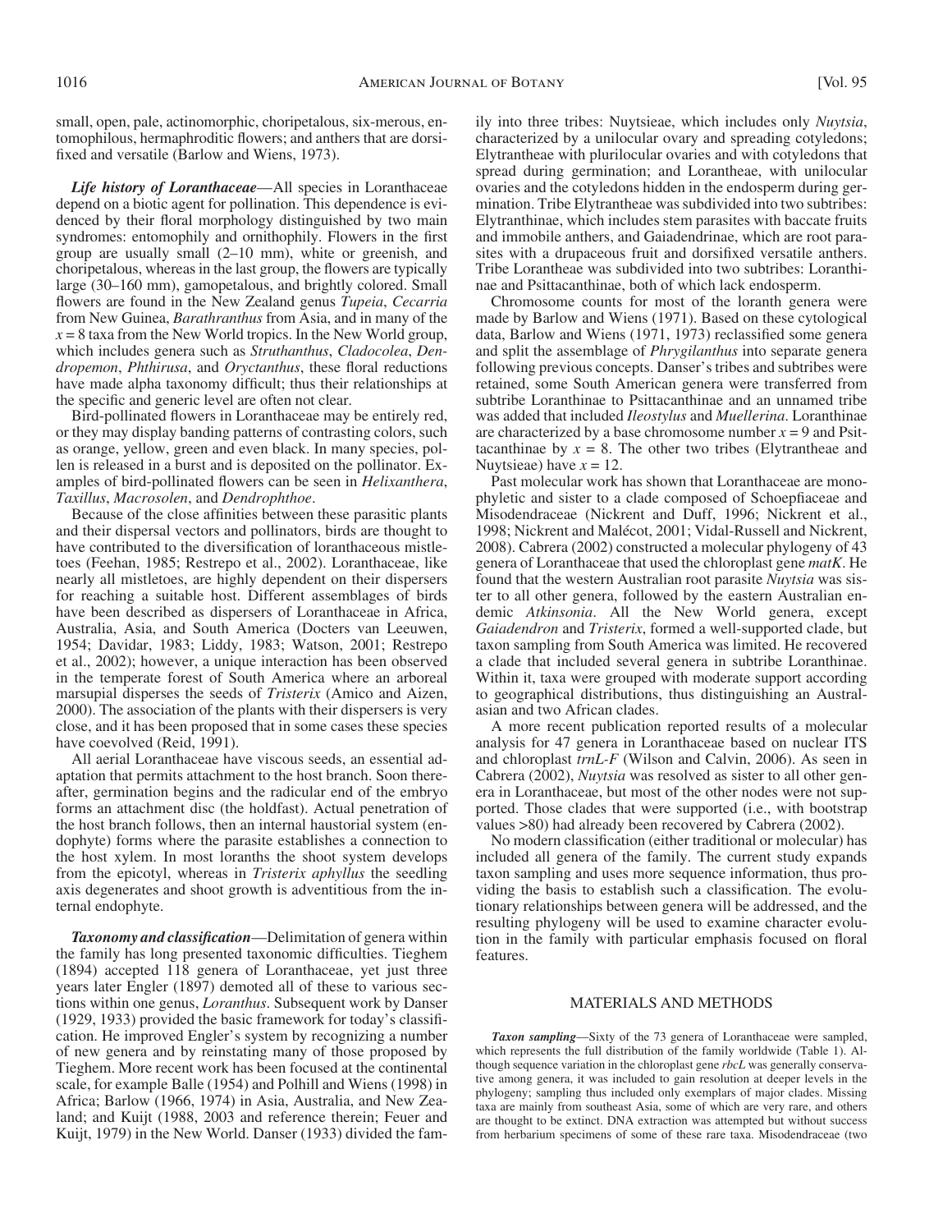small, open, pale, actinomorphic, choripetalous, six-merous, entomophilous, hermaphroditic flowers; and anthers that are dorsifixed and versatile (Barlow and Wiens, 1973).

***Life history of Loranthaceae***—All species in Loranthaceae depend on a biotic agent for pollination. This dependence is evidenced by their floral morphology distinguished by two main syndromes: entomophily and ornithophily. Flowers in the first group are usually small (2–10 mm), white or greenish, and choripetalous, whereas in the last group, the flowers are typically large (30–160 mm), gamopetalous, and brightly colored. Small flowers are found in the New Zealand genus *Tupeia*, *Cecarria* from New Guinea, *Barathranthus* from Asia, and in many of the $x = 8$ taxa from the New World tropics. In the New World group, which includes genera such as *Struthanthus*, *Cladocolea*, *Dendropemon*, *Phthirusa*, and *Oryctanthus*, these floral reductions have made alpha taxonomy difficult; thus their relationships at the specific and generic level are often not clear.

Bird-pollinated flowers in Loranthaceae may be entirely red, or they may display banding patterns of contrasting colors, such as orange, yellow, green and even black. In many species, pollen is released in a burst and is deposited on the pollinator. Examples of bird-pollinated flowers can be seen in *Helixanthera*, *Taxillus*, *Macrosolen*, and *Dendrophthoe*.

Because of the close affinities between these parasitic plants and their dispersal vectors and pollinators, birds are thought to have contributed to the diversification of loranthaceous mistletoes (Feehan, 1985; Restrepo et al., 2002). Loranthaceae, like nearly all mistletoes, are highly dependent on their dispersers for reaching a suitable host. Different assemblages of birds have been described as dispersers of Loranthaceae in Africa, Australia, Asia, and South America (Docters van Leeuwen, 1954; Davidar, 1983; Liddy, 1983; Watson, 2001; Restrepo et al., 2002); however, a unique interaction has been observed in the temperate forest of South America where an arboreal marsupial disperses the seeds of *Tristerix* (Amico and Aizen, 2000). The association of the plants with their dispersers is very close, and it has been proposed that in some cases these species have coevolved (Reid, 1991).

All aerial Loranthaceae have viscous seeds, an essential adaptation that permits attachment to the host branch. Soon thereafter, germination begins and the radicular end of the embryo forms an attachment disc (the holdfast). Actual penetration of the host branch follows, then an internal haustorial system (endophyte) forms where the parasite establishes a connection to the host xylem. In most loranths the shoot system develops from the epicotyl, whereas in *Tristerix aphyllus* the seedling axis degenerates and shoot growth is adventitious from the internal endophyte.

***Taxonomy and classification***—Delimitation of genera within the family has long presented taxonomic difficulties. Tieghem (1894) accepted 118 genera of Loranthaceae, yet just three years later Engler (1897) demoted all of these to various sections within one genus, *Loranthus*. Subsequent work by Danser (1929, 1933) provided the basic framework for today's classification. He improved Engler's system by recognizing a number of new genera and by reinstating many of those proposed by Tieghem. More recent work has been focused at the continental scale, for example Balle (1954) and Polhill and Wiens (1998) in Africa; Barlow (1966, 1974) in Asia, Australia, and New Zealand; and Kuijt (1988, 2003 and reference therein; Feuer and Kuijt, 1979) in the New World. Danser (1933) divided the family into three tribes: Nuytsieae, which includes only *Nuytsia*, characterized by a unilocular ovary and spreading cotyledons; Elytrantheae with plurilocular ovaries and with cotyledons that spread during germination; and Lorantheae, with unilocular ovaries and the cotyledons hidden in the endosperm during germination. Tribe Elytrantheae was subdivided into two subtribes: Elytranthinae, which includes stem parasites with baccate fruits and immobile anthers, and Gaiadendrinae, which are root parasites with a drupaceous fruit and dorsifixed versatile anthers. Tribe Lorantheae was subdivided into two subtribes: Loranthinae and Psittacanthinae, both of which lack endosperm.

Chromosome counts for most of the loranth genera were made by Barlow and Wiens (1971). Based on these cytological data, Barlow and Wiens (1971, 1973) reclassified some genera and split the assemblage of *Phrygilanthus* into separate genera following previous concepts. Danser's tribes and subtribes were retained, some South American genera were transferred from subtribe Loranthinae to Psittacanthinae and an unnamed tribe was added that included *Ileostylus* and *Muellerina*. Loranthinae are characterized by a base chromosome number $x = 9$ and Psittacanthinae by $x = 8$. The other two tribes (Elytrantheae and Nuytsieae) have $x = 12$.

Past molecular work has shown that Loranthaceae are monophyletic and sister to a clade composed of Schoepfiaceae and Misodendraceae (Nickrent and Duff, 1996; Nickrent et al., 1998; Nickrent and Malécot, 2001; Vidal-Russell and Nickrent, 2008). Cabrera (2002) constructed a molecular phylogeny of 43 genera of Loranthaceae that used the chloroplast gene *matK*. He found that the western Australian root parasite *Nuytsia* was sister to all other genera, followed by the eastern Australian endemic *Atkinsonia*. All the New World genera, except *Gaiadendron* and *Tristerix*, formed a well-supported clade, but taxon sampling from South America was limited. He recovered a clade that included several genera in subtribe Loranthinae. Within it, taxa were grouped with moderate support according to geographical distributions, thus distinguishing an Australasian and two African clades.

A more recent publication reported results of a molecular analysis for 47 genera in Loranthaceae based on nuclear ITS and chloroplast *trnL-F* (Wilson and Calvin, 2006). As seen in Cabrera (2002), *Nuytsia* was resolved as sister to all other genera in Loranthaceae, but most of the other nodes were not supported. Those clades that were supported (i.e., with bootstrap values >80) had already been recovered by Cabrera (2002).

No modern classification (either traditional or molecular) has included all genera of the family. The current study expands taxon sampling and uses more sequence information, thus providing the basis to establish such a classification. The evolutionary relationships between genera will be addressed, and the resulting phylogeny will be used to examine character evolution in the family with particular emphasis focused on floral features.

## MATERIALS AND METHODS

***Taxon sampling***—Sixty of the 73 genera of Loranthaceae were sampled, which represents the full distribution of the family worldwide (Table 1). Although sequence variation in the chloroplast gene *rbcL* was generally conservative among genera, it was included to gain resolution at deeper levels in the phylogeny; sampling thus included only exemplars of major clades. Missing taxa are mainly from southeast Asia, some of which are very rare, and others are thought to be extinct. DNA extraction was attempted but without success from herbarium specimens of some of these rare taxa. Misodendraceae (two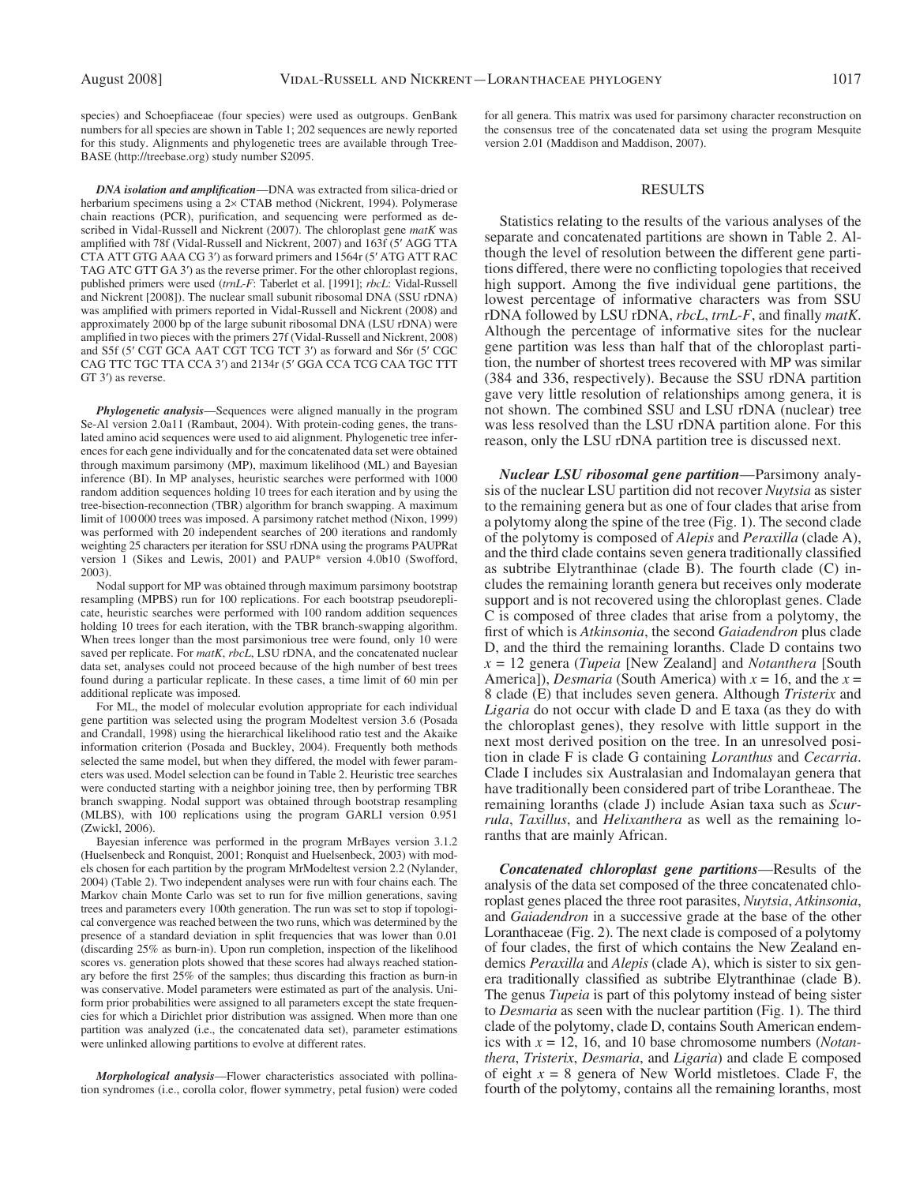species) and Schoepfiaceae (four species) were used as outgroups. GenBank numbers for all species are shown in Table 1; 202 sequences are newly reported for this study. Alignments and phylogenetic trees are available through TreeBASE (http://treebase.org) study number S2095.

***DNA isolation and amplification***—DNA was extracted from silica-dried or herbarium specimens using a 2× CTAB method (Nickrent, 1994). Polymerase chain reactions (PCR), purification, and sequencing were performed as described in Vidal-Russell and Nickrent (2007). The chloroplast gene *matK* was amplified with 78f (Vidal-Russell and Nickrent, 2007) and 163f (5′ AGG TTA CTA ATT GTG AAA CG 3′) as forward primers and 1564r (5′ ATG ATT RAC TAG ATC GTT GA 3′) as the reverse primer. For the other chloroplast regions, published primers were used (*trnL-F*: Taberlet et al. [1991]; *rbcL*: Vidal-Russell and Nickrent [2008]). The nuclear small subunit ribosomal DNA (SSU rDNA) was amplified with primers reported in Vidal-Russell and Nickrent (2008) and approximately 2000 bp of the large subunit ribosomal DNA (LSU rDNA) were amplified in two pieces with the primers 27f (Vidal-Russell and Nickrent, 2008) and S5f (5′ CGT GCA AAT CGT TCG TCT 3′) as forward and S6r (5′ CGC CAG TTC TGC TTA CCA 3′) and 2134r (5′ GGA CCA TCG CAA TGC TTT GT 3′) as reverse.

***Phylogenetic analysis***—Sequences were aligned manually in the program Se-Al version 2.0a11 (Rambaut, 2004). With protein-coding genes, the translated amino acid sequences were used to aid alignment. Phylogenetic tree inferences for each gene individually and for the concatenated data set were obtained through maximum parsimony (MP), maximum likelihood (ML) and Bayesian inference (BI). In MP analyses, heuristic searches were performed with 1000 random addition sequences holding 10 trees for each iteration and by using the tree-bisection-reconnection (TBR) algorithm for branch swapping. A maximum limit of 100 000 trees was imposed. A parsimony ratchet method (Nixon, 1999) was performed with 20 independent searches of 200 iterations and randomly weighting 25 characters per iteration for SSU rDNA using the programs PAUPRat version 1 (Sikes and Lewis, 2001) and PAUP* version 4.0b10 (Swofford, 2003).

Nodal support for MP was obtained through maximum parsimony bootstrap resampling (MPBS) run for 100 replications. For each bootstrap pseudoreplicate, heuristic searches were performed with 100 random addition sequences holding 10 trees for each iteration, with the TBR branch-swapping algorithm. When trees longer than the most parsimonious tree were found, only 10 were saved per replicate. For *matK*, *rbcL*, LSU rDNA, and the concatenated nuclear data set, analyses could not proceed because of the high number of best trees found during a particular replicate. In these cases, a time limit of 60 min per additional replicate was imposed.

For ML, the model of molecular evolution appropriate for each individual gene partition was selected using the program Modeltest version 3.6 (Posada and Crandall, 1998) using the hierarchical likelihood ratio test and the Akaike information criterion (Posada and Buckley, 2004). Frequently both methods selected the same model, but when they differed, the model with fewer parameters was used. Model selection can be found in Table 2. Heuristic tree searches were conducted starting with a neighbor joining tree, then by performing TBR branch swapping. Nodal support was obtained through bootstrap resampling (MLBS), with 100 replications using the program GARLI version 0.951 (Zwickl, 2006).

Bayesian inference was performed in the program MrBayes version 3.1.2 (Huelsenbeck and Ronquist, 2001; Ronquist and Huelsenbeck, 2003) with models chosen for each partition by the program MrModeltest version 2.2 (Nylander, 2004) (Table 2). Two independent analyses were run with four chains each. The Markov chain Monte Carlo was set to run for five million generations, saving trees and parameters every 100th generation. The run was set to stop if topological convergence was reached between the two runs, which was determined by the presence of a standard deviation in split frequencies that was lower than 0.01 (discarding 25% as burn-in). Upon run completion, inspection of the likelihood scores vs. generation plots showed that these scores had always reached stationary before the first 25% of the samples; thus discarding this fraction as burn-in was conservative. Model parameters were estimated as part of the analysis. Uniform prior probabilities were assigned to all parameters except the state frequencies for which a Dirichlet prior distribution was assigned. When more than one partition was analyzed (i.e., the concatenated data set), parameter estimations were unlinked allowing partitions to evolve at different rates.

***Morphological analysis***—Flower characteristics associated with pollination syndromes (i.e., corolla color, flower symmetry, petal fusion) were coded for all genera. This matrix was used for parsimony character reconstruction on the consensus tree of the concatenated data set using the program Mesquite version 2.01 (Maddison and Maddison, 2007).

## RESULTS

Statistics relating to the results of the various analyses of the separate and concatenated partitions are shown in Table 2. Although the level of resolution between the different gene partitions differed, there were no conflicting topologies that received high support. Among the five individual gene partitions, the lowest percentage of informative characters was from SSU rDNA followed by LSU rDNA, *rbcL*, *trnL-F*, and finally *matK*. Although the percentage of informative sites for the nuclear gene partition was less than half that of the chloroplast partition, the number of shortest trees recovered with MP was similar (384 and 336, respectively). Because the SSU rDNA partition gave very little resolution of relationships among genera, it is not shown. The combined SSU and LSU rDNA (nuclear) tree was less resolved than the LSU rDNA partition alone. For this reason, only the LSU rDNA partition tree is discussed next.

***Nuclear LSU ribosomal gene partition***—Parsimony analysis of the nuclear LSU partition did not recover *Nuytsia* as sister to the remaining genera but as one of four clades that arise from a polytomy along the spine of the tree (Fig. 1). The second clade of the polytomy is composed of *Alepis* and *Peraxilla* (clade A), and the third clade contains seven genera traditionally classified as subtribe Elytranthinae (clade B). The fourth clade (C) includes the remaining loranth genera but receives only moderate support and is not recovered using the chloroplast genes. Clade C is composed of three clades that arise from a polytomy, the first of which is *Atkinsonia*, the second *Gaiadendron* plus clade D, and the third the remaining loranths. Clade D contains two $x$ = 12 genera (*Tupeia* [New Zealand] and *Notanthera* [South America]), *Desmaria* (South America) with $x$ = 16, and the $x$ = 8 clade (E) that includes seven genera. Although *Tristerix* and *Ligaria* do not occur with clade D and E taxa (as they do with the chloroplast genes), they resolve with little support in the next most derived position on the tree. In an unresolved position in clade F is clade G containing *Loranthus* and *Cecarria*. Clade I includes six Australasian and Indomalayan genera that have traditionally been considered part of tribe Lorantheae. The remaining loranths (clade J) include Asian taxa such as *Scurrula*, *Taxillus*, and *Helixanthera* as well as the remaining loranths that are mainly African.

***Concatenated chloroplast gene partitions***—Results of the analysis of the data set composed of the three concatenated chloroplast genes placed the three root parasites, *Nuytsia*, *Atkinsonia*, and *Gaiadendron* in a successive grade at the base of the other Loranthaceae (Fig. 2). The next clade is composed of a polytomy of four clades, the first of which contains the New Zealand endemics *Peraxilla* and *Alepis* (clade A), which is sister to six genera traditionally classified as subtribe Elytranthinae (clade B). The genus *Tupeia* is part of this polytomy instead of being sister to *Desmaria* as seen with the nuclear partition (Fig. 1). The third clade of the polytomy, clade D, contains South American endemics with $x$ = 12, 16, and 10 base chromosome numbers (*Notanthera*, *Tristerix*, *Desmaria*, and *Ligaria*) and clade E composed of eight $x$ = 8 genera of New World mistletoes. Clade F, the fourth of the polytomy, contains all the remaining loranths, most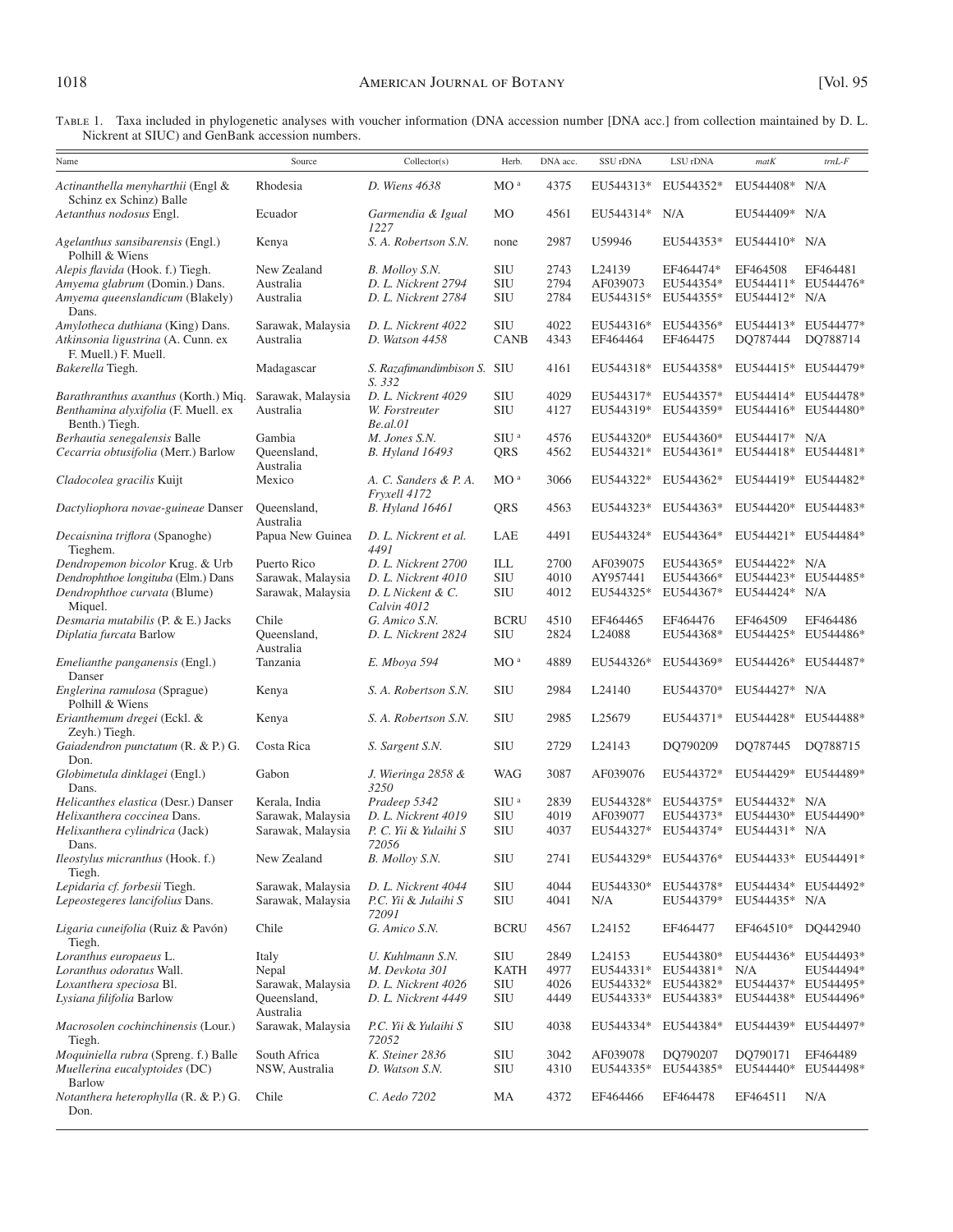Table 1. Taxa included in phylogenetic analyses with voucher information (DNA accession number [DNA acc.] from collection maintained by D. L. Nickrent at SIUC) and GenBank accession numbers.

| Name | Source | Collector(s) | Herb. | DNA acc. | SSU rDNA | LSU rDNA | *matK* | *trnL-F* |
|---|---|---|---|---|---|---|---|---|
| *Actinanthella menyharthii* (Engl & Schinz ex Schinz) Balle | Rhodesia | *D. Wiens 4638* | MO [a] | 4375 | EU544313* | EU544352* | EU544408* | N/A |
| *Aetanthus nodosus* Engl. | Ecuador | *Garmendia & Igual 1227* | MO | 4561 | EU544314* | N/A | EU544409* | N/A |
| *Agelanthus sansibarensis* (Engl.) Polhill & Wiens | Kenya | *S. A. Robertson S.N.* | none | 2987 | U59946 | EU544353* | EU544410* | N/A |
| *Alepis flavida* (Hook. f.) Tiegh. | New Zealand | *B. Molloy S.N.* | SIU | 2743 | L24139 | EF464474* | EF464508 | EF464481 |
| *Amyema glabrum* (Domin.) Dans. | Australia | *D. L. Nickrent 2794* | SIU | 2794 | AF039073 | EU544354* | EU544411* | EU544476* |
| *Amyema queenslandicum* (Blakely) Dans. | Australia | *D. L. Nickrent 2784* | SIU | 2784 | EU544315* | EU544355* | EU544412* | N/A |
| *Amylotheca duthiana* (King) Dans. | Sarawak, Malaysia | *D. L. Nickrent 4022* | SIU | 4022 | EU544316* | EU544356* | EU544413* | EU544477* |
| *Atkinsonia ligustrina* (A. Cunn. ex F. Muell.) F. Muell. | Australia | *D. Watson 4458* | CANB | 4343 | EF464464 | EF464475 | DQ787444 | DQ788714 |
| *Bakerella* Tiegh. | Madagascar | *S. Razafimandimbison S. S. 332* | SIU | 4161 | EU544318* | EU544358* | EU544415* | EU544479* |
| *Barathranthus axanthus* (Korth.) Miq. | Sarawak, Malaysia | *D. L. Nickrent 4029* | SIU | 4029 | EU544317* | EU544357* | EU544414* | EU544478* |
| *Benthamina alyxifolia* (F. Muell. ex Benth.) Tiegh. | Australia | *W. Forstreuter Be.al.01* | SIU | 4127 | EU544319* | EU544359* | EU544416* | EU544480* |
| *Berhautia senegalensis* Balle | Gambia | *M. Jones S.N.* | SIU [a] | 4576 | EU544320* | EU544360* | EU544417* | N/A |
| *Cecarria obtusifolia* (Merr.) Barlow | Queensland, Australia | *B. Hyland 16493* | QRS | 4562 | EU544321* | EU544361* | EU544418* | EU544481* |
| *Cladocolea gracilis* Kuijt | Mexico | *A. C. Sanders & P. A. Fryxell 4172* | MO [a] | 3066 | EU544322* | EU544362* | EU544419* | EU544482* |
| *Dactyliophora novae-guineae* Danser | Queensland, Australia | *B. Hyland 16461* | QRS | 4563 | EU544323* | EU544363* | EU544420* | EU544483* |
| *Decaisnina triflora* (Spanoghe) Tieghem. | Papua New Guinea | *D. L. Nickrent et al. 4491* | LAE | 4491 | EU544324* | EU544364* | EU544421* | EU544484* |
| *Dendropemon bicolor* Krug. & Urb | Puerto Rico | *D. L. Nickrent 2700* | ILL | 2700 | AF039075 | EU544365* | EU544422* | N/A |
| *Dendrophthoe longituba* (Elm.) Dans | Sarawak, Malaysia | *D. L. Nickrent 4010* | SIU | 4010 | AY957441 | EU544366* | EU544423* | EU544485* |
| *Dendrophthoe curvata* (Blume) Miquel. | Sarawak, Malaysia | *D. L Nickent & C. Calvin 4012* | SIU | 4012 | EU544325* | EU544367* | EU544424* | N/A |
| *Desmaria mutabilis* (P. & E.) Jacks | Chile | *G. Amico S.N.* | BCRU | 4510 | EF464465 | EF464476 | EF464509 | EF464486 |
| *Diplatia furcata* Barlow | Queensland, Australia | *D. L. Nickrent 2824* | SIU | 2824 | L24088 | EU544368* | EU544425* | EU544486* |
| *Emelianthe panganensis* (Engl.) Danser | Tanzania | *E. Mboya 594* | MO [a] | 4889 | EU544326* | EU544369* | EU544426* | EU544487* |
| *Englerina ramulosa* (Sprague) Polhill & Wiens | Kenya | *S. A. Robertson S.N.* | SIU | 2984 | L24140 | EU544370* | EU544427* | N/A |
| *Erianthemum dregei* (Eckl. & Zeyh.) Tiegh. | Kenya | *S. A. Robertson S.N.* | SIU | 2985 | L25679 | EU544371* | EU544428* | EU544488* |
| *Gaiadendron punctatum* (R. & P.) G. Don. | Costa Rica | *S. Sargent S.N.* | SIU | 2729 | L24143 | DQ790209 | DQ787445 | DQ788715 |
| *Globimetula dinklagei* (Engl.) Dans. | Gabon | *J. Wieringa 2858 & 3250* | WAG | 3087 | AF039076 | EU544372* | EU544429* | EU544489* |
| *Helicanthes elastica* (Desr.) Danser | Kerala, India | *Pradeep 5342* | SIU [a] | 2839 | EU544328* | EU544375* | EU544432* | N/A |
| *Helixanthera coccinea* Dans. | Sarawak, Malaysia | *D. L. Nickrent 4019* | SIU | 4019 | AF039077 | EU544373* | EU544430* | EU544490* |
| *Helixanthera cylindrica* (Jack) Dans. | Sarawak, Malaysia | *P. C. Yii & Yulaihi S 72056* | SIU | 4037 | EU544327* | EU544374* | EU544431* | N/A |
| *Ileostylus micranthus* (Hook. f.) Tiegh. | New Zealand | *B. Molloy S.N.* | SIU | 2741 | EU544329* | EU544376* | EU544433* | EU544491* |
| *Lepidaria cf. forbesii* Tiegh. | Sarawak, Malaysia | *D. L. Nickrent 4044* | SIU | 4044 | EU544330* | EU544378* | EU544434* | EU544492* |
| *Lepeostegeres lancifolius* Dans. | Sarawak, Malaysia | *P.C. Yii & Julaihi S 72091* | SIU | 4041 | N/A | EU544379* | EU544435* | N/A |
| *Ligaria cuneifolia* (Ruiz & Pavón) Tiegh. | Chile | *G. Amico S.N.* | BCRU | 4567 | L24152 | EF464477 | EF464510* | DQ442940 |
| *Loranthus europaeus* L. | Italy | *U. Kuhlmann S.N.* | SIU | 2849 | L24153 | EU544380* | EU544436* | EU544493* |
| *Loranthus odoratus* Wall. | Nepal | *M. Devkota 301* | KATH | 4977 | EU544331* | EU544381* | N/A | EU544494* |
| *Loxanthera speciosa* Bl. | Sarawak, Malaysia | *D. L. Nickrent 4026* | SIU | 4026 | EU544332* | EU544382* | EU544437* | EU544495* |
| *Lysiana filifolia* Barlow | Queensland, Australia | *D. L. Nickrent 4449* | SIU | 4449 | EU544333* | EU544383* | EU544438* | EU544496* |
| *Macrosolen cochinchinensis* (Lour.) Tiegh. | Sarawak, Malaysia | *P.C. Yii & Yulaihi S 72052* | SIU | 4038 | EU544334* | EU544384* | EU544439* | EU544497* |
| *Moquiniella rubra* (Spreng. f.) Balle | South Africa | *K. Steiner 2836* | SIU | 3042 | AF039078 | DQ790207 | DQ790171 | EF464489 |
| *Muellerina eucalyptoides* (DC) Barlow | NSW, Australia | *D. Watson S.N.* | SIU | 4310 | EU544335* | EU544385* | EU544440* | EU544498* |
| *Notanthera heterophylla* (R. & P.) G. Don. | Chile | *C. Aedo 7202* | MA | 4372 | EF464466 | EF464478 | EF464511 | N/A |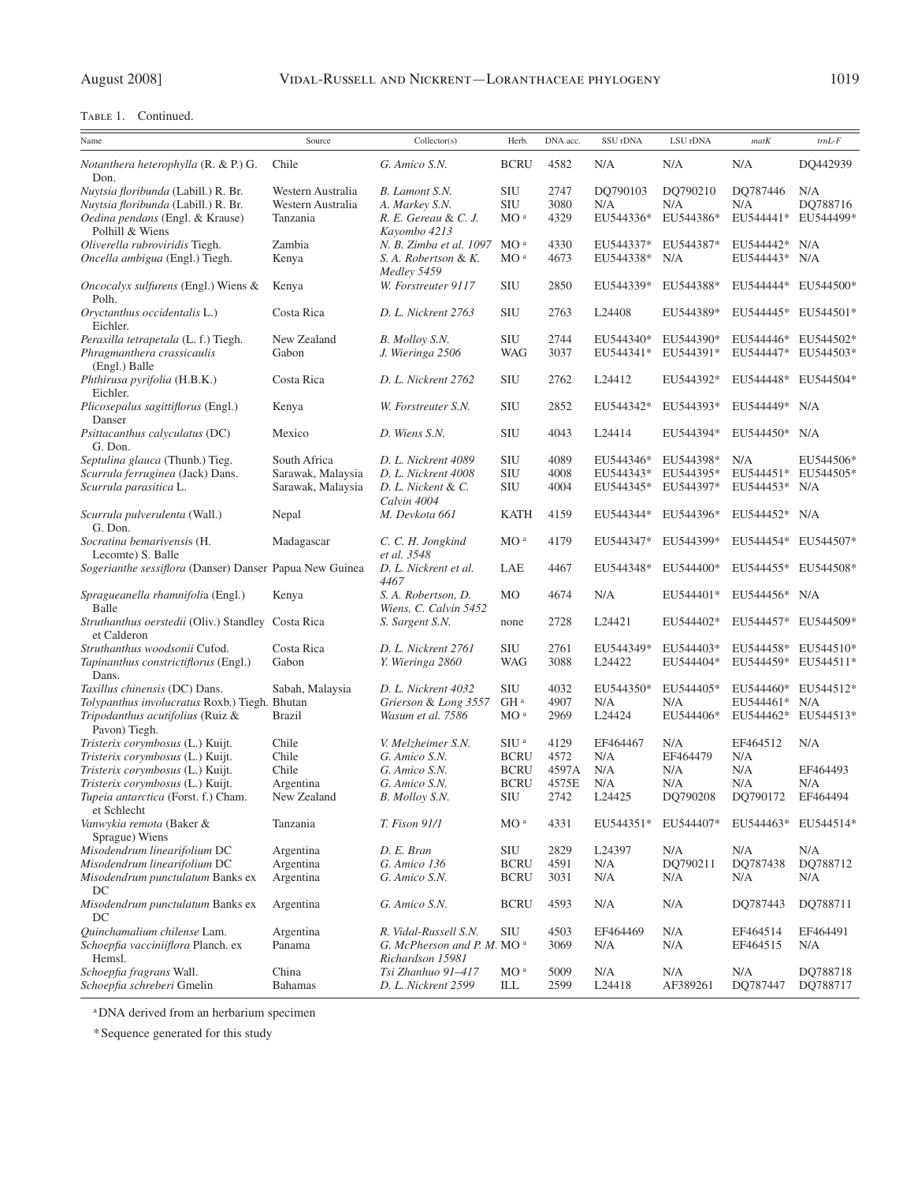Table 1. Continued.

| Name | Source | Collector(s) | Herb. | DNA acc. | SSU rDNA | LSU rDNA | *matK* | *trnL-F* |
|---|---|---|---|---|---|---|---|---|
| *Notanthera heterophylla* (R. & P.) G. Don. | Chile | *G. Amico S.N.* | BCRU | 4582 | N/A | N/A | N/A | DQ442939 |
| *Nuytsia floribunda* (Labill.) R. Br. | Western Australia | *B. Lamont S.N.* | SIU | 2747 | DQ790103 | DQ790210 | DQ787446 | N/A |
| *Nuytsia floribunda* (Labill.) R. Br. | Western Australia | *A. Markey S.N.* | SIU | 3080 | N/A | N/A | N/A | DQ788716 |
| *Oedina pendans* (Engl. & Krause) Polhill & Wiens | Tanzania | *R. E. Gereau & C. J. Kayombo 4213* | MO [a] | 4329 | EU544336* | EU544386* | EU544441* | EU544499* |
| *Oliverella rubroviridis* Tiegh. | Zambia | *N. B. Zimba et al. 1097* | MO [a] | 4330 | EU544337* | EU544387* | EU544442* | N/A |
| *Oncella ambigua* (Engl.) Tiegh. | Kenya | *S. A. Robertson & K. Medley 5459* | MO [a] | 4673 | EU544338* | N/A | EU544443* | N/A |
| *Oncocalyx sulfurens* (Engl.) Wiens & Polh. | Kenya | *W. Forstreuter 9117* | SIU | 2850 | EU544339* | EU544388* | EU544444* | EU544500* |
| *Oryctanthus occidentalis* L.) Eichler. | Costa Rica | *D. L. Nickrent 2763* | SIU | 2763 | L24408 | EU544389* | EU544445* | EU544501* |
| *Peraxilla tetrapetala* (L. f.) Tiegh. | New Zealand | *B. Molloy S.N.* | SIU | 2744 | EU544340* | EU544390* | EU544446* | EU544502* |
| *Phragmanthera crassicaulis* (Engl.) Balle | Gabon | *J. Wieringa 2506* | WAG | 3037 | EU544341* | EU544391* | EU544447* | EU544503* |
| *Phthirusa pyrifolia* (H.B.K.) Eichler. | Costa Rica | *D. L. Nickrent 2762* | SIU | 2762 | L24412 | EU544392* | EU544448* | EU544504* |
| *Plicosepalus sagittiflorus* (Engl.) Danser | Kenya | *W. Forstreuter S.N.* | SIU | 2852 | EU544342* | EU544393* | EU544449* | N/A |
| *Psittacanthus calyculatus* (DC) G. Don. | Mexico | *D. Wiens S.N.* | SIU | 4043 | L24414 | EU544394* | EU544450* | N/A |
| *Septulina glauca* (Thunb.) Tieg. | South Africa | *D. L. Nickrent 4089* | SIU | 4089 | EU544346* | EU544398* | N/A | EU544506* |
| *Scurrula ferruginea* (Jack) Dans. | Sarawak, Malaysia | *D. L. Nickrent 4008* | SIU | 4008 | EU544343* | EU544395* | EU544451* | EU544505* |
| *Scurrula parasitica* L. | Sarawak, Malaysia | *D. L. Nickent & C. Calvin 4004* | SIU | 4004 | EU544345* | EU544397* | EU544453* | N/A |
| *Scurrula pulverulenta* (Wall.) G. Don. | Nepal | *M. Devkota 661* | KATH | 4159 | EU544344* | EU544396* | EU544452* | N/A |
| *Socratina bemarivensis* (H. Lecomte) S. Balle | Madagascar | *C. C. H. Jongkind et al. 3548* | MO [a] | 4179 | EU544347* | EU544399* | EU544454* | EU544507* |
| *Sogerianthe sessiflora* (Danser) Danser | Papua New Guinea | *D. L. Nickrent et al. 4467* | LAE | 4467 | EU544348* | EU544400* | EU544455* | EU544508* |
| *Spragueanella rhamnifolia* (Engl.) Balle | Kenya | *S. A. Robertson, D. Wiens, C. Calvin 5452* | MO | 4674 | N/A | EU544401* | EU544456* | N/A |
| *Struthanthus oerstedii* (Oliv.) Standley et Calderon | Costa Rica | *S. Sargent S.N.* | none | 2728 | L24421 | EU544402* | EU544457* | EU544509* |
| *Struthanthus woodsonii* Cufod. | Costa Rica | *D. L. Nickrent 2761* | SIU | 2761 | EU544349* | EU544403* | EU544458* | EU544510* |
| *Tapinanthus constrictiflorus* (Engl.) Dans. | Gabon | *Y. Wieringa 2860* | WAG | 3088 | L24422 | EU544404* | EU544459* | EU544511* |
| *Taxillus chinensis* (DC) Dans. | Sabah, Malaysia | *D. L. Nickrent 4032* | SIU | 4032 | EU544350* | EU544405* | EU544460* | EU544512* |
| *Tolypanthus involucratus* Roxb.) Tiegh. | Bhutan | *Grierson & Long 3557* | GH [a] | 4907 | N/A | N/A | EU544461* | N/A |
| *Tripodanthus acutifolius* (Ruiz & Pavon) Tiegh. | Brazil | *Wasum et al. 7586* | MO [a] | 2969 | L24424 | EU544406* | EU544462* | EU544513* |
| *Tristerix corymbosus* (L.) Kuijt. | Chile | *V. Melzheimer S.N.* | SIU [a] | 4129 | EF464467 | N/A | EF464512 | N/A |
| *Tristerix corymbosus* (L.) Kuijt. | Chile | *G. Amico S.N.* | BCRU | 4572 | N/A | EF464479 | N/A | |
| *Tristerix corymbosus* (L.) Kuijt. | Chile | *G. Amico S.N.* | BCRU | 4597A | N/A | N/A | N/A | EF464493 |
| *Tristerix corymbosus* (L.) Kuijt. | Argentina | *G. Amico S.N.* | BCRU | 4575E | N/A | N/A | N/A | N/A |
| *Tupeia antarctica* (Forst. f.) Cham. et Schlecht | New Zealand | *B. Molloy S.N.* | SIU | 2742 | L24425 | DQ790208 | DQ790172 | EF464494 |
| *Vanwykia remota* (Baker & Sprague) Wiens | Tanzania | *T. Fison 91/1* | MO [a] | 4331 | EU544351* | EU544407* | EU544463* | EU544514* |
| *Misodendrum linearifolium* DC | Argentina | *D. E. Bran* | SIU | 2829 | L24397 | N/A | N/A | N/A |
| *Misodendrum linearifolium* DC | Argentina | *G. Amico 136* | BCRU | 4591 | N/A | DQ790211 | DQ787438 | DQ788712 |
| *Misodendrum punctulatum* Banks ex DC | Argentina | *G. Amico S.N.* | BCRU | 3031 | N/A | N/A | N/A | N/A |
| *Misodendrum punctulatum* Banks ex DC | Argentina | *G. Amico S.N.* | BCRU | 4593 | N/A | N/A | DQ787443 | DQ788711 |
| *Quinchamalium chilense* Lam. | Argentina | *R. Vidal-Russell S.N.* | SIU | 4503 | EF464469 | N/A | EF464514 | EF464491 |
| *Schoepfia vacciniiflora* Planch. ex Hemsl. | Panama | *G. McPherson and P. M. Richardson 15981* | MO [a] | 3069 | N/A | N/A | EF464515 | N/A |
| *Schoepfia fragrans* Wall. | China | *Tsi Zhanhuo 91–417* | MO [a] | 5009 | N/A | N/A | N/A | DQ788718 |
| *Schoepfia schreberi* Gmelin | Bahamas | *D. L. Nickrent 2599* | ILL | 2599 | L24418 | AF389261 | DQ787447 | DQ788717 |

[a] DNA derived from an herbarium specimen

\* Sequence generated for this study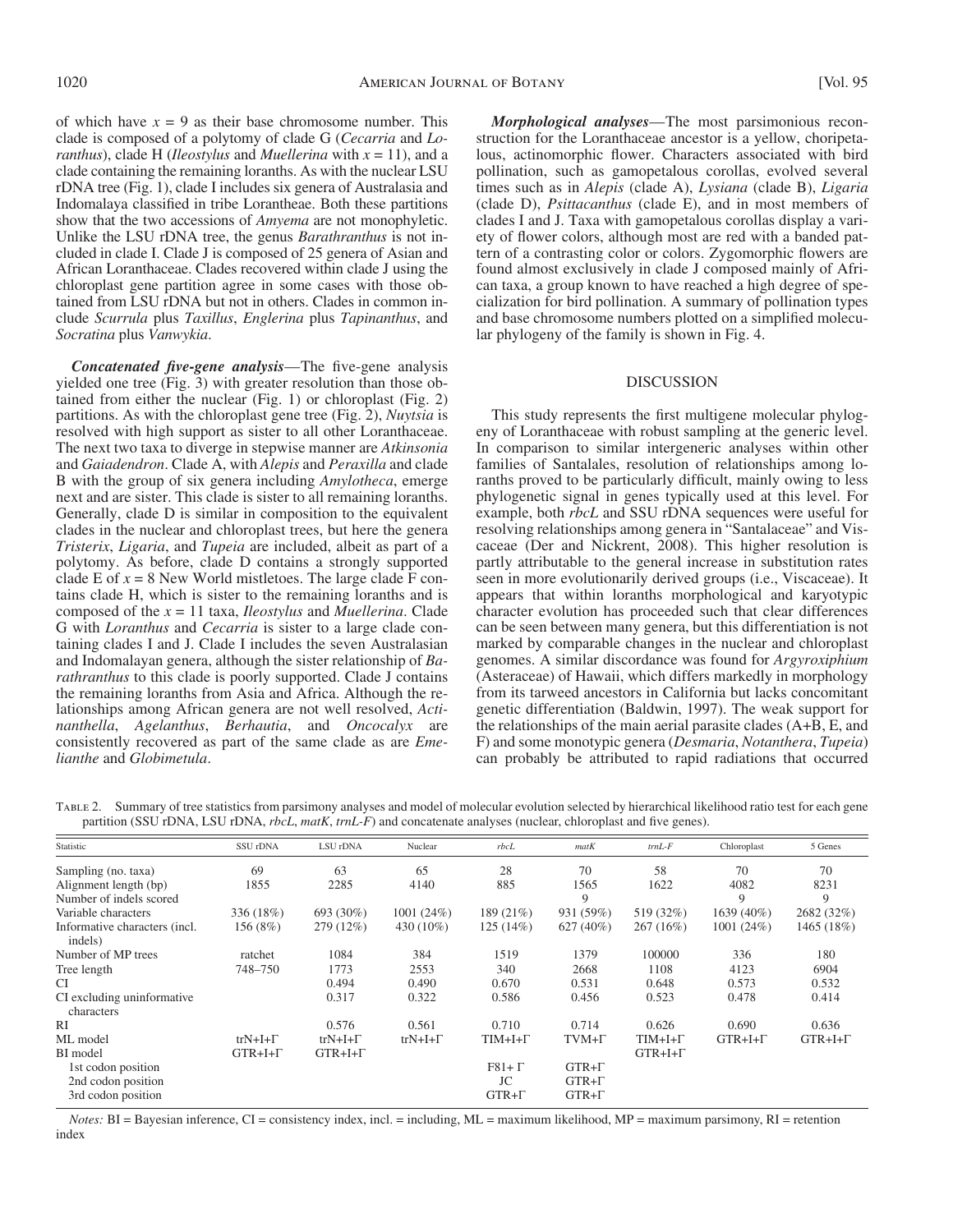of which have $x = 9$ as their base chromosome number. This clade is composed of a polytomy of clade G (*Cecarria* and *Loranthus*), clade H (*Ileostylus* and *Muellerina* with $x = 11$), and a clade containing the remaining loranths. As with the nuclear LSU rDNA tree (Fig. 1), clade I includes six genera of Australasia and Indomalaya classified in tribe Lorantheae. Both these partitions show that the two accessions of *Amyema* are not monophyletic. Unlike the LSU rDNA tree, the genus *Barathranthus* is not included in clade I. Clade J is composed of 25 genera of Asian and African Loranthaceae. Clades recovered within clade J using the chloroplast gene partition agree in some cases with those obtained from LSU rDNA but not in others. Clades in common include *Scurrula* plus *Taxillus*, *Englerina* plus *Tapinanthus*, and *Socratina* plus *Vanwykia*.

***Concatenated five-gene analysis***—The five-gene analysis yielded one tree (Fig. 3) with greater resolution than those obtained from either the nuclear (Fig. 1) or chloroplast (Fig. 2) partitions. As with the chloroplast gene tree (Fig. 2), *Nuytsia* is resolved with high support as sister to all other Loranthaceae. The next two taxa to diverge in stepwise manner are *Atkinsonia* and *Gaiadendron*. Clade A, with *Alepis* and *Peraxilla* and clade B with the group of six genera including *Amylotheca*, emerge next and are sister. This clade is sister to all remaining loranths. Generally, clade D is similar in composition to the equivalent clades in the nuclear and chloroplast trees, but here the genera *Tristerix*, *Ligaria*, and *Tupeia* are included, albeit as part of a polytomy. As before, clade D contains a strongly supported clade E of $x = 8$ New World mistletoes. The large clade F contains clade H, which is sister to the remaining loranths and is composed of the $x = 11$ taxa, *Ileostylus* and *Muellerina*. Clade G with *Loranthus* and *Cecarria* is sister to a large clade containing clades I and J. Clade I includes the seven Australasian and Indomalayan genera, although the sister relationship of *Barathranthus* to this clade is poorly supported. Clade J contains the remaining loranths from Asia and Africa. Although the relationships among African genera are not well resolved, *Actinanthella*, *Agelanthus*, *Berhautia*, and *Oncocalyx* are consistently recovered as part of the same clade as are *Emelianthe* and *Globimetula*.

***Morphological analyses***—The most parsimonious reconstruction for the Loranthaceae ancestor is a yellow, choripetalous, actinomorphic flower. Characters associated with bird pollination, such as gamopetalous corollas, evolved several times such as in *Alepis* (clade A), *Lysiana* (clade B), *Ligaria* (clade D), *Psittacanthus* (clade E), and in most members of clades I and J. Taxa with gamopetalous corollas display a variety of flower colors, although most are red with a banded pattern of a contrasting color or colors. Zygomorphic flowers are found almost exclusively in clade J composed mainly of African taxa, a group known to have reached a high degree of specialization for bird pollination. A summary of pollination types and base chromosome numbers plotted on a simplified molecular phylogeny of the family is shown in Fig. 4.

## DISCUSSION

This study represents the first multigene molecular phylogeny of Loranthaceae with robust sampling at the generic level. In comparison to similar intergeneric analyses within other families of Santalales, resolution of relationships among loranths proved to be particularly difficult, mainly owing to less phylogenetic signal in genes typically used at this level. For example, both *rbcL* and SSU rDNA sequences were useful for resolving relationships among genera in "Santalaceae" and Viscaceae (Der and Nickrent, 2008). This higher resolution is partly attributable to the general increase in substitution rates seen in more evolutionarily derived groups (i.e., Viscaceae). It appears that within loranths morphological and karyotypic character evolution has proceeded such that clear differences can be seen between many genera, but this differentiation is not marked by comparable changes in the nuclear and chloroplast genomes. A similar discordance was found for *Argyroxiphium* (Asteraceae) of Hawaii, which differs markedly in morphology from its tarweed ancestors in California but lacks concomitant genetic differentiation (Baldwin, 1997). The weak support for the relationships of the main aerial parasite clades (A+B, E, and F) and some monotypic genera (*Desmaria*, *Notanthera*, *Tupeia*) can probably be attributed to rapid radiations that occurred

Table 2. Summary of tree statistics from parsimony analyses and model of molecular evolution selected by hierarchical likelihood ratio test for each gene partition (SSU rDNA, LSU rDNA, *rbcL*, *matK*, *trnL-F*) and concatenate analyses (nuclear, chloroplast and five genes).

| Statistic | SSU rDNA | LSU rDNA | Nuclear | *rbcL* | *matK* | *trnL-F* | Chloroplast | 5 Genes |
|---|---|---|---|---|---|---|---|---|
| Sampling (no. taxa) | 69 | 63 | 65 | 28 | 70 | 58 | 70 | 70 |
| Alignment length (bp) | 1855 | 2285 | 4140 | 885 | 1565 | 1622 | 4082 | 8231 |
| Number of indels scored | | | | | 9 | | 9 | 9 |
| Variable characters | 336 (18%) | 693 (30%) | 1001 (24%) | 189 (21%) | 931 (59%) | 519 (32%) | 1639 (40%) | 2682 (32%) |
| Informative characters (incl. indels) | 156 (8%) | 279 (12%) | 430 (10%) | 125 (14%) | 627 (40%) | 267 (16%) | 1001 (24%) | 1465 (18%) |
| Number of MP trees | ratchet | 1084 | 384 | 1519 | 1379 | 100000 | 336 | 180 |
| Tree length | 748–750 | 1773 | 2553 | 340 | 2668 | 1108 | 4123 | 6904 |
| CI | | 0.494 | 0.490 | 0.670 | 0.531 | 0.648 | 0.573 | 0.532 |
| CI excluding uninformative characters | | 0.317 | 0.322 | 0.586 | 0.456 | 0.523 | 0.478 | 0.414 |
| RI | | 0.576 | 0.561 | 0.710 | 0.714 | 0.626 | 0.690 | 0.636 |
| ML model | trN+I+Γ | trN+I+Γ | trN+I+Γ | TIM+I+Γ | TVM+Γ | TIM+I+Γ | GTR+I+Γ | GTR+I+Γ |
| BI model | GTR+I+Γ | GTR+I+Γ | | | | GTR+I+Γ | | |
| 1st codon position | | | | F81+ Γ | GTR+Γ | | | |
| 2nd codon position | | | | JC | GTR+Γ | | | |
| 3rd codon position | | | | GTR+Γ | GTR+Γ | | | |

*Notes:* BI = Bayesian inference, CI = consistency index, incl. = including, ML = maximum likelihood, MP = maximum parsimony, RI = retention index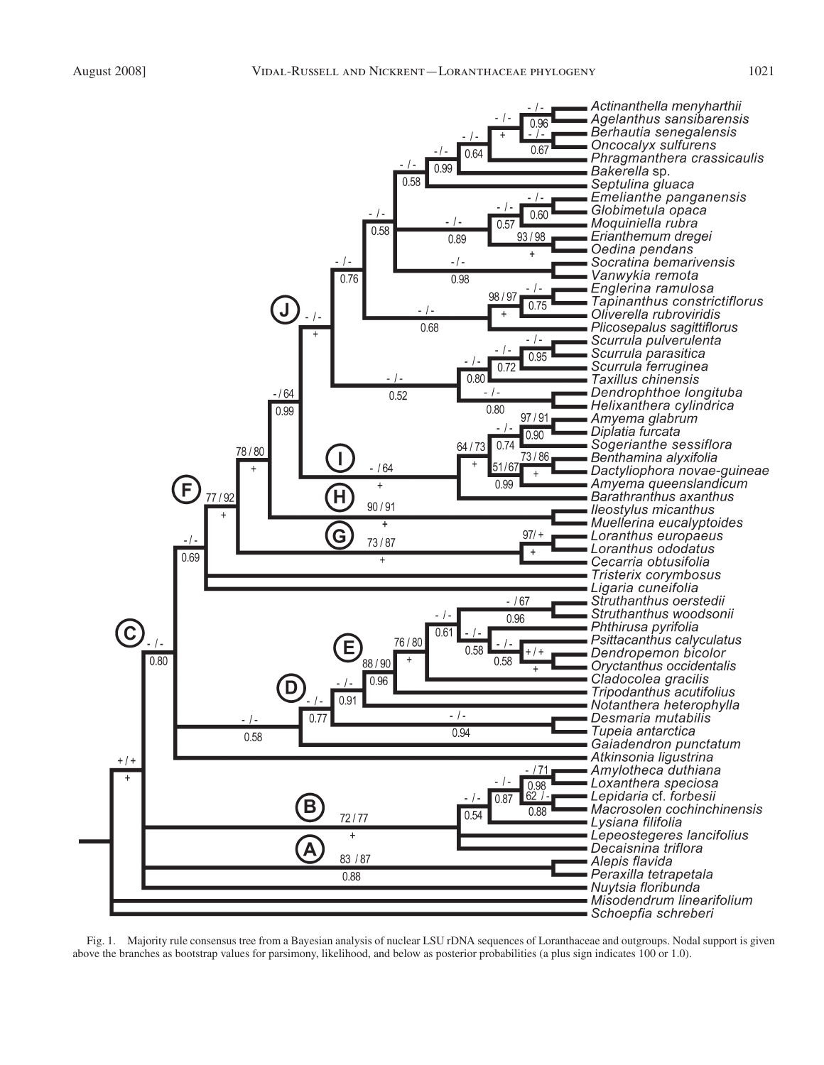Fig. 1. Majority rule consensus tree from a Bayesian analysis of nuclear LSU rDNA sequences of Loranthaceae and outgroups. Nodal support is given above the branches as bootstrap values for parsimony, likelihood, and below as posterior probabilities (a plus sign indicates 100 or 1.0).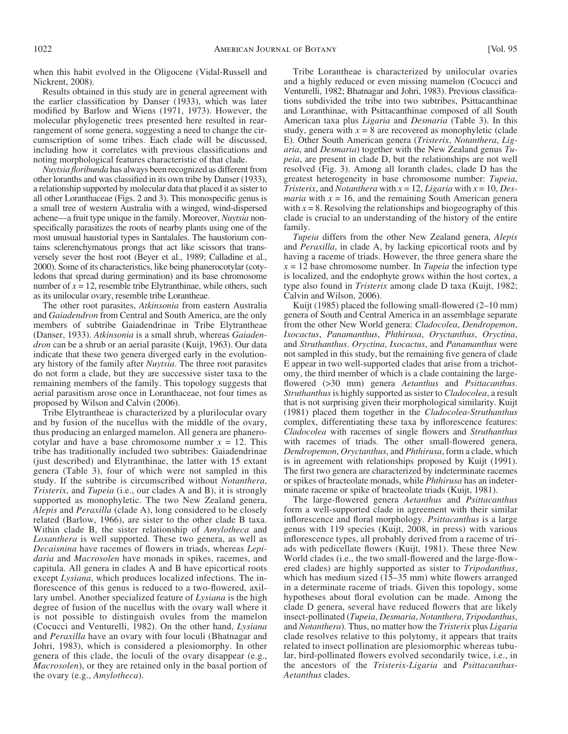when this habit evolved in the Oligocene (Vidal-Russell and Nickrent, 2008).

Results obtained in this study are in general agreement with the earlier classification by Danser (1933), which was later modified by Barlow and Wiens (1971, 1973). However, the molecular phylogenetic trees presented here resulted in rearrangement of some genera, suggesting a need to change the circumscription of some tribes. Each clade will be discussed, including how it correlates with previous classifications and noting morphological features characteristic of that clade.

*Nuytsia floribunda* has always been recognized as different from other loranths and was classified in its own tribe by Danser (1933), a relationship supported by molecular data that placed it as sister to all other Loranthaceae (Figs. 2 and 3). This monospecific genus is a small tree of western Australia with a winged, wind-dispersed achene—a fruit type unique in the family. Moreover, *Nuytsia* nonspecifically parasitizes the roots of nearby plants using one of the most unusual haustorial types in Santalales. The haustorium contains sclerenchymatous prongs that act like scissors that transversely sever the host root (Beyer et al., 1989; Calladine et al., 2000). Some of its characteristics, like being phanerocotylar (cotyledons that spread during germination) and its base chromosome number of $x = 12$, resemble tribe Elytranthinae, while others, such as its unilocular ovary, resemble tribe Lorantheae.

The other root parasites, *Atkinsonia* from eastern Australia and *Gaiadendron* from Central and South America, are the only members of subtribe Gaiadendrinae in Tribe Elytrantheae (Danser, 1933). *Atkinsonia* is a small shrub, whereas *Gaiadendron* can be a shrub or an aerial parasite (Kuijt, 1963). Our data indicate that these two genera diverged early in the evolutionary history of the family after *Nuytsia*. The three root parasites do not form a clade, but they are successive sister taxa to the remaining members of the family. This topology suggests that aerial parasitism arose once in Loranthaceae, not four times as proposed by Wilson and Calvin (2006).

Tribe Elytrantheae is characterized by a plurilocular ovary and by fusion of the nucellus with the middle of the ovary, thus producing an enlarged mamelon. All genera are phanerocotylar and have a base chromosome number $x = 12$. This tribe has traditionally included two subtribes: Gaiadendrinae (just described) and Elytranthinae, the latter with 15 extant genera (Table 3), four of which were not sampled in this study. If the subtribe is circumscribed without *Notanthera*, *Tristerix*, and *Tupeia* (i.e., our clades A and B), it is strongly supported as monophyletic. The two New Zealand genera, *Alepis* and *Peraxilla* (clade A), long considered to be closely related (Barlow, 1966), are sister to the other clade B taxa. Within clade B, the sister relationship of *Amylotheca* and *Loxanthera* is well supported. These two genera, as well as *Decaisnina* have racemes of flowers in triads, whereas *Lepidaria* and *Macrosolen* have monads in spikes, racemes, and capitula. All genera in clades A and B have epicortical roots except *Lysiana*, which produces localized infections. The inflorescence of this genus is reduced to a two-flowered, axillary umbel. Another specialized feature of *Lysiana* is the high degree of fusion of the nucellus with the ovary wall where it is not possible to distinguish ovules from the mamelon (Cocucci and Venturelli, 1982). On the other hand, *Lysiana* and *Peraxilla* have an ovary with four loculi (Bhatnagar and Johri, 1983), which is considered a plesiomorphy. In other genera of this clade, the loculi of the ovary disappear (e.g., *Macrosolen*), or they are retained only in the basal portion of the ovary (e.g., *Amylotheca*).

Tribe Lorantheae is characterized by unilocular ovaries and a highly reduced or even missing mamelon (Cocucci and Venturelli, 1982; Bhatnagar and Johri, 1983). Previous classifications subdivided the tribe into two subtribes, Psittacanthinae and Loranthinae, with Psittacanthinae composed of all South American taxa plus *Ligaria* and *Desmaria* (Table 3). In this study, genera with $x = 8$ are recovered as monophyletic (clade E). Other South American genera (*Tristerix*, *Notanthera*, *Ligaria*, and *Desmaria*) together with the New Zealand genus *Tupeia*, are present in clade D, but the relationships are not well resolved (Fig. 3). Among all loranth clades, clade D has the greatest heterogeneity in base chromosome number: *Tupeia*, *Tristerix*, and *Notanthera* with $x = 12$, *Ligaria* with $x = 10$, *Desmaria* with $x = 16$, and the remaining South American genera with $x = 8$. Resolving the relationships and biogeography of this clade is crucial to an understanding of the history of the entire family.

*Tupeia* differs from the other New Zealand genera, *Alepis* and *Peraxilla*, in clade A, by lacking epicortical roots and by having a raceme of triads. However, the three genera share the $x = 12$ base chromosome number. In *Tupeia* the infection type is localized, and the endophyte grows within the host cortex, a type also found in *Tristerix* among clade D taxa (Kuijt, 1982; Calvin and Wilson, 2006).

Kuijt (1985) placed the following small-flowered (2–10 mm) genera of South and Central America in an assemblage separate from the other New World genera: *Cladocolea*, *Dendropemon*, *Ixocactus*, *Panamanthus*, *Phthirusa*, *Oryctanthus*, *Oryctina*, and *Struthanthus*. *Oryctina*, *Ixocactus*, and *Panamanthus* were not sampled in this study, but the remaining five genera of clade E appear in two well-supported clades that arise from a trichotomy, the third member of which is a clade containing the large-flowered (>30 mm) genera *Aetanthus* and *Psittacanthus*. *Struthanthus* is highly supported as sister to *Cladocolea*, a result that is not surprising given their morphological similarity. Kuijt (1981) placed them together in the *Cladocolea-Struthanthus* complex, differentiating these taxa by inflorescence features: *Cladocolea* with racemes of single flowers and *Struthanthus* with racemes of triads. The other small-flowered genera, *Dendropemon*, *Oryctanthus*, and *Phthirusa*, form a clade, which is in agreement with relationships proposed by Kuijt (1991). The first two genera are characterized by indeterminate racemes or spikes of bracteolate monads, while *Phthirusa* has an indeterminate raceme or spike of bracteolate triads (Kuijt, 1981).

The large-flowered genera *Aetanthus* and *Psittacanthus* form a well-supported clade in agreement with their similar inflorescence and floral morphology. *Psittacanthus* is a large genus with 119 species (Kuijt, 2008, in press) with various inflorescence types, all probably derived from a raceme of triads with pedicellate flowers (Kuijt, 1981). These three New World clades (i.e., the two small-flowered and the large-flowered clades) are highly supported as sister to *Tripodanthus*, which has medium sized (15–35 mm) white flowers arranged in a determinate raceme of triads. Given this topology, some hypotheses about floral evolution can be made. Among the clade D genera, several have reduced flowers that are likely insect-pollinated (*Tupeia*, *Desmaria*, *Notanthera*, *Tripodanthus*, and *Notanthera*). Thus, no matter how the *Tristerix* plus *Ligaria* clade resolves relative to this polytomy, it appears that traits related to insect pollination are plesiomorphic whereas tubular, bird-pollinated flowers evolved secondarily twice, i.e., in the ancestors of the *Tristerix-Ligaria* and *Psittacanthus-Aetanthus* clades.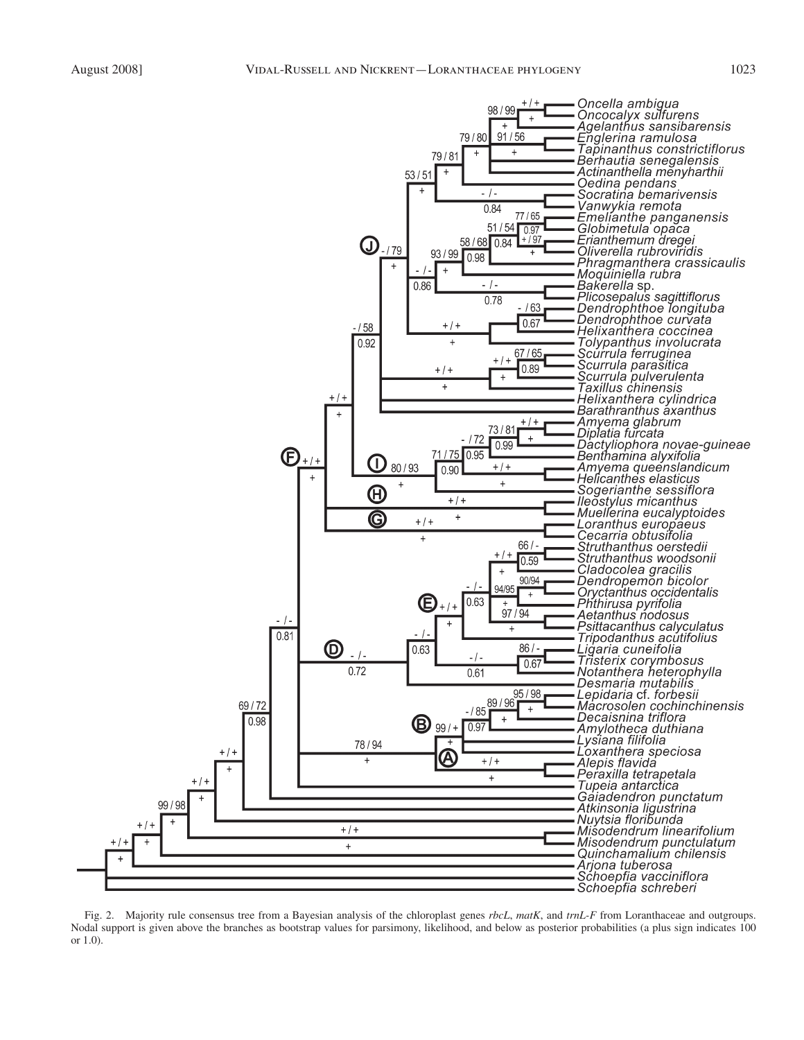Fig. 2. Majority rule consensus tree from a Bayesian analysis of the chloroplast genes *rbcL*, *matK*, and *trnL-F* from Loranthaceae and outgroups. Nodal support is given above the branches as bootstrap values for parsimony, likelihood, and below as posterior probabilities (a plus sign indicates 100 or 1.0).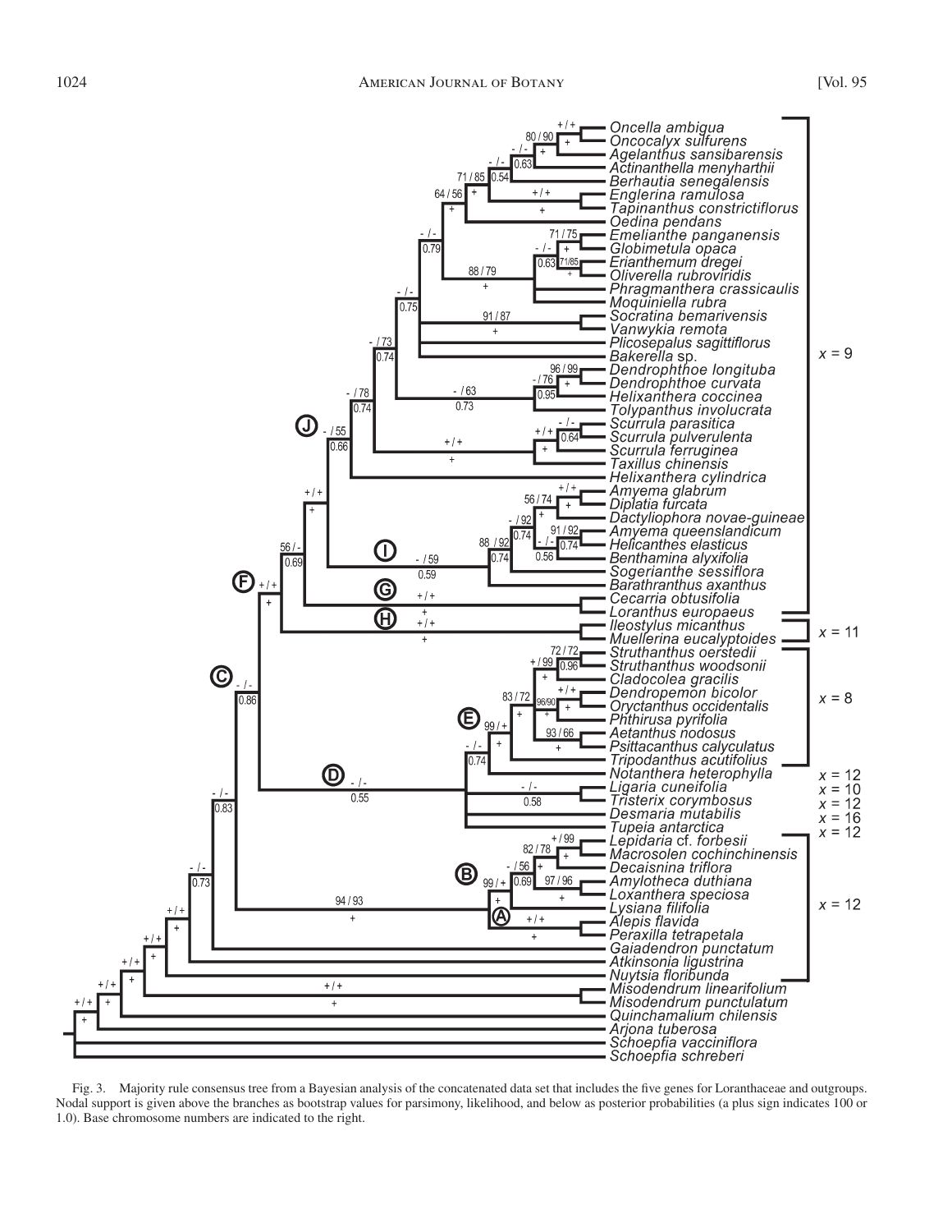Fig. 3. Majority rule consensus tree from a Bayesian analysis of the concatenated data set that includes the five genes for Loranthaceae and outgroups. Nodal support is given above the branches as bootstrap values for parsimony, likelihood, and below as posterior probabilities (a plus sign indicates 100 or 1.0). Base chromosome numbers are indicated to the right.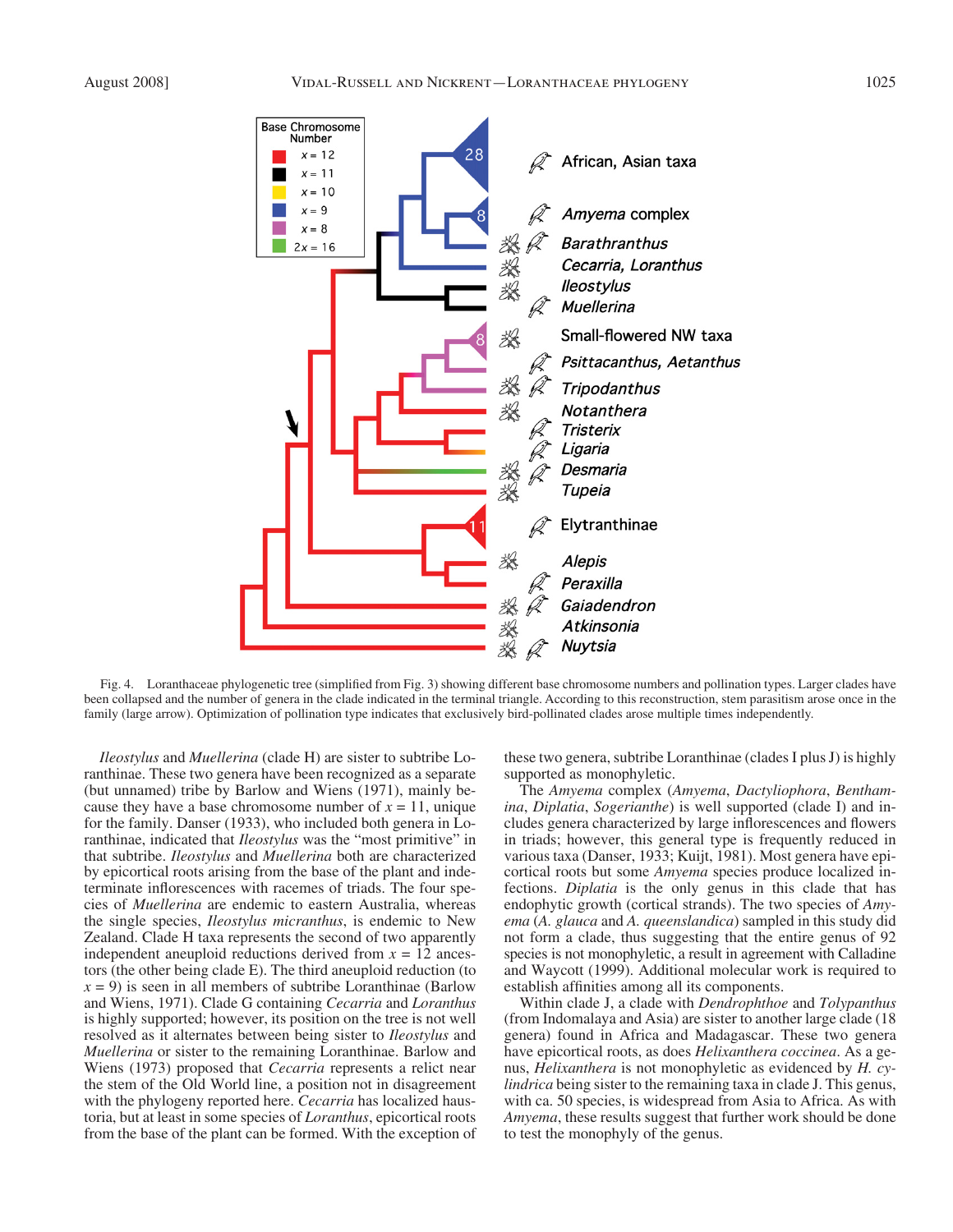Fig. 4. Loranthaceae phylogenetic tree (simplified from Fig. 3) showing different base chromosome numbers and pollination types. Larger clades have been collapsed and the number of genera in the clade indicated in the terminal triangle. According to this reconstruction, stem parasitism arose once in the family (large arrow). Optimization of pollination type indicates that exclusively bird-pollinated clades arose multiple times independently.

*Ileostylus* and *Muellerina* (clade H) are sister to subtribe Loranthinae. These two genera have been recognized as a separate (but unnamed) tribe by Barlow and Wiens (1971), mainly because they have a base chromosome number of $x = 11$, unique for the family. Danser (1933), who included both genera in Loranthinae, indicated that *Ileostylus* was the "most primitive" in that subtribe. *Ileostylus* and *Muellerina* both are characterized by epicortical roots arising from the base of the plant and indeterminate inflorescences with racemes of triads. The four species of *Muellerina* are endemic to eastern Australia, whereas the single species, *Ileostylus micranthus*, is endemic to New Zealand. Clade H taxa represents the second of two apparently independent aneuploid reductions derived from $x = 12$ ancestors (the other being clade E). The third aneuploid reduction (to $x = 9$) is seen in all members of subtribe Loranthinae (Barlow and Wiens, 1971). Clade G containing *Cecarria* and *Loranthus* is highly supported; however, its position on the tree is not well resolved as it alternates between being sister to *Ileostylus* and *Muellerina* or sister to the remaining Loranthinae. Barlow and Wiens (1973) proposed that *Cecarria* represents a relict near the stem of the Old World line, a position not in disagreement with the phylogeny reported here. *Cecarria* has localized haustoria, but at least in some species of *Loranthus*, epicortical roots from the base of the plant can be formed. With the exception of these two genera, subtribe Loranthinae (clades I plus J) is highly supported as monophyletic.

The *Amyema* complex (*Amyema*, *Dactyliophora*, *Benthamina*, *Diplatia*, *Sogerianthe*) is well supported (clade I) and includes genera characterized by large inflorescences and flowers in triads; however, this general type is frequently reduced in various taxa (Danser, 1933; Kuijt, 1981). Most genera have epicortical roots but some *Amyema* species produce localized infections. *Diplatia* is the only genus in this clade that has endophytic growth (cortical strands). The two species of *Amyema* (*A. glauca* and *A. queenslandica*) sampled in this study did not form a clade, thus suggesting that the entire genus of 92 species is not monophyletic, a result in agreement with Calladine and Waycott (1999). Additional molecular work is required to establish affinities among all its components.

Within clade J, a clade with *Dendrophthoe* and *Tolypanthus* (from Indomalaya and Asia) are sister to another large clade (18 genera) found in Africa and Madagascar. These two genera have epicortical roots, as does *Helixanthera coccinea*. As a genus, *Helixanthera* is not monophyletic as evidenced by *H. cylindrica* being sister to the remaining taxa in clade J. This genus, with ca. 50 species, is widespread from Asia to Africa. As with *Amyema*, these results suggest that further work should be done to test the monophyly of the genus.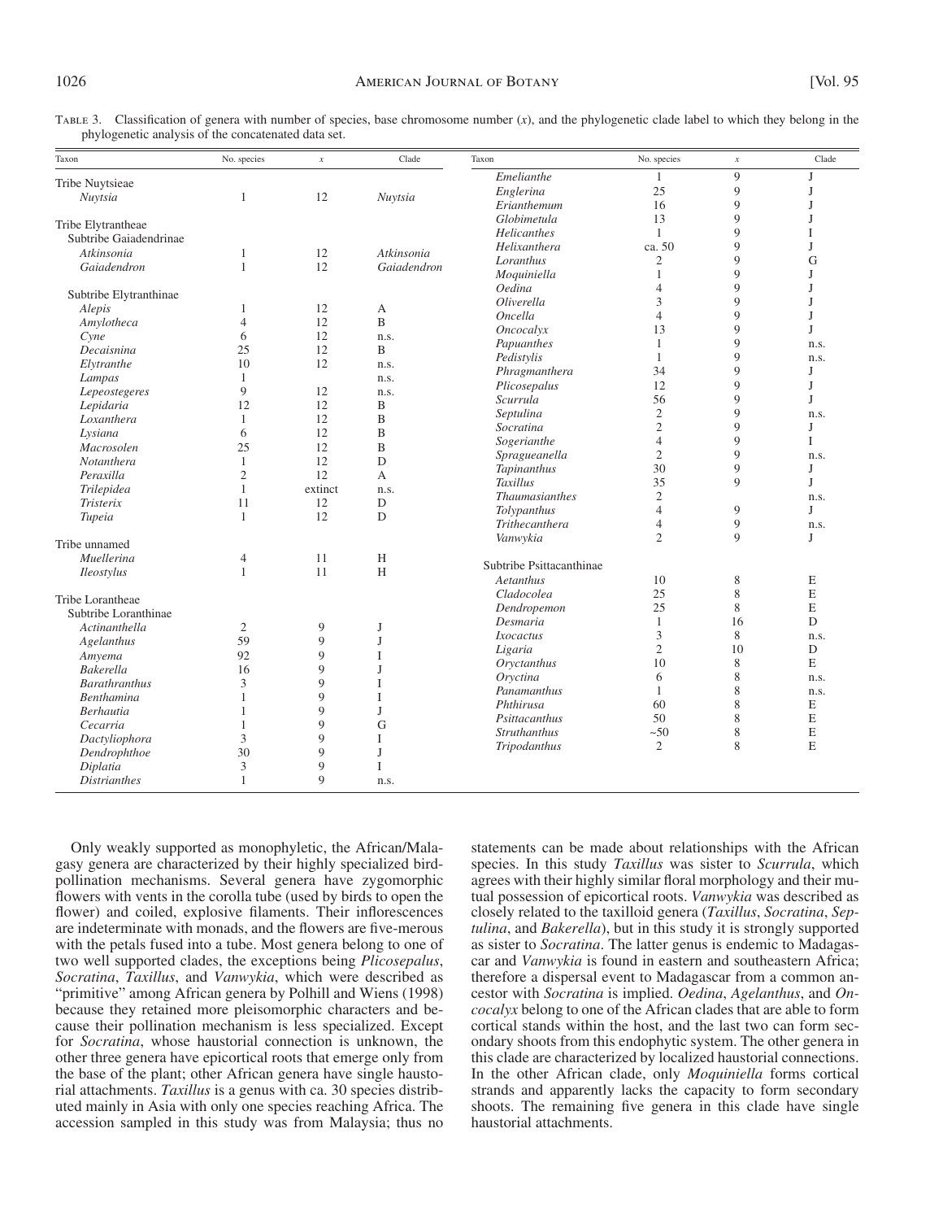Table 3. Classification of genera with number of species, base chromosome number ($x$), and the phylogenetic clade label to which they belong in the phylogenetic analysis of the concatenated data set.

| Taxon | No. species | $x$ | Clade |
|---|---|---|---|
| Tribe Nuytsieae | | | |
| *Nuytsia* | 1 | 12 | *Nuytsia* |
| Tribe Elytrantheae | | | |
| Subtribe Gaiadendrinae | | | |
| *Atkinsonia* | 1 | 12 | *Atkinsonia* |
| *Gaiadendron* | 1 | 12 | *Gaiadendron* |
| Subtribe Elytranthinae | | | |
| *Alepis* | 1 | 12 | A |
| *Amylotheca* | 4 | 12 | B |
| *Cyne* | 6 | 12 | n.s. |
| *Decaisnina* | 25 | 12 | B |
| *Elytranthe* | 10 | 12 | n.s. |
| *Lampas* | 1 | | n.s. |
| *Lepeostegeres* | 9 | 12 | n.s. |
| *Lepidaria* | 12 | 12 | B |
| *Loxanthera* | 1 | 12 | B |
| *Lysiana* | 6 | 12 | B |
| *Macrosolen* | 25 | 12 | B |
| *Notanthera* | 1 | 12 | D |
| *Peraxilla* | 2 | 12 | A |
| *Trilepidea* | 1 | extinct | n.s. |
| *Tristerix* | 11 | 12 | D |
| *Tupeia* | 1 | 12 | D |
| Tribe unnamed | | | |
| *Muellerina* | 4 | 11 | H |
| *Ileostylus* | 1 | 11 | H |
| Tribe Lorantheae | | | |
| Subtribe Loranthinae | | | |
| *Actinanthella* | 2 | 9 | J |
| *Agelanthus* | 59 | 9 | J |
| *Amyema* | 92 | 9 | I |
| *Bakerella* | 16 | 9 | J |
| *Barathranthus* | 3 | 9 | I |
| *Benthamina* | 1 | 9 | I |
| *Berhautia* | 1 | 9 | J |
| *Cecarria* | 1 | 9 | G |
| *Dactyliophora* | 3 | 9 | I |
| *Dendrophthoe* | 30 | 9 | J |
| *Diplatia* | 3 | 9 | I |
| *Distrianthes* | 1 | 9 | n.s. |
| *Emelianthe* | 1 | 9 | J |
| *Englerina* | 25 | 9 | J |
| *Erianthemum* | 16 | 9 | J |
| *Globimetula* | 13 | 9 | J |
| *Helicanthes* | 1 | 9 | I |
| *Helixanthera* | ca. 50 | 9 | J |
| *Loranthus* | 2 | 9 | G |
| *Moquiniella* | 1 | 9 | J |
| *Oedina* | 4 | 9 | J |
| *Oliverella* | 3 | 9 | J |
| *Oncella* | 4 | 9 | J |
| *Oncocalyx* | 13 | 9 | J |
| *Papuanthes* | 1 | 9 | n.s. |
| *Pedistylis* | 1 | 9 | n.s. |
| *Phragmanthera* | 34 | 9 | J |
| *Plicosepalus* | 12 | 9 | J |
| *Scurrula* | 56 | 9 | J |
| *Septulina* | 2 | 9 | n.s. |
| *Socratina* | 2 | 9 | J |
| *Sogerianthe* | 4 | 9 | I |
| *Spragueanella* | 2 | 9 | n.s. |
| *Tapinanthus* | 30 | 9 | J |
| *Taxillus* | 35 | 9 | J |
| *Thaumasianthes* | 2 | | n.s. |
| *Tolypanthus* | 4 | 9 | J |
| *Trithecanthera* | 4 | 9 | n.s. |
| *Vanwykia* | 2 | 9 | J |
| Subtribe Psittacanthinae | | | |
| *Aetanthus* | 10 | 8 | E |
| *Cladocolea* | 25 | 8 | E |
| *Dendropemon* | 25 | 8 | E |
| *Desmaria* | 1 | 16 | D |
| *Ixocactus* | 3 | 8 | n.s. |
| *Ligaria* | 2 | 10 | D |
| *Oryctanthus* | 10 | 8 | E |
| *Oryctina* | 6 | 8 | n.s. |
| *Panamanthus* | 1 | 8 | n.s. |
| *Phthirusa* | 60 | 8 | E |
| *Psittacanthus* | 50 | 8 | E |
| *Struthanthus* | ~50 | 8 | E |
| *Tripodanthus* | 2 | 8 | E |

Only weakly supported as monophyletic, the African/Malagasy genera are characterized by their highly specialized bird-pollination mechanisms. Several genera have zygomorphic flowers with vents in the corolla tube (used by birds to open the flower) and coiled, explosive filaments. Their inflorescences are indeterminate with monads, and the flowers are five-merous with the petals fused into a tube. Most genera belong to one of two well supported clades, the exceptions being *Plicosepalus*, *Socratina*, *Taxillus*, and *Vanwykia*, which were described as "primitive" among African genera by Polhill and Wiens (1998) because they retained more pleisomorphic characters and because their pollination mechanism is less specialized. Except for *Socratina*, whose haustorial connection is unknown, the other three genera have epicortical roots that emerge only from the base of the plant; other African genera have single haustorial attachments. *Taxillus* is a genus with ca. 30 species distributed mainly in Asia with only one species reaching Africa. The accession sampled in this study was from Malaysia; thus no statements can be made about relationships with the African species. In this study *Taxillus* was sister to *Scurrula*, which agrees with their highly similar floral morphology and their mutual possession of epicortical roots. *Vanwykia* was described as closely related to the taxilloid genera (*Taxillus*, *Socratina*, *Septulina*, and *Bakerella*), but in this study it is strongly supported as sister to *Socratina*. The latter genus is endemic to Madagascar and *Vanwykia* is found in eastern and southeastern Africa; therefore a dispersal event to Madagascar from a common ancestor with *Socratina* is implied. *Oedina*, *Agelanthus*, and *Oncocalyx* belong to one of the African clades that are able to form cortical stands within the host, and the last two can form secondary shoots from this endophytic system. The other genera in this clade are characterized by localized haustorial connections. In the other African clade, only *Moquiniella* forms cortical strands and apparently lacks the capacity to form secondary shoots. The remaining five genera in this clade have single haustorial attachments.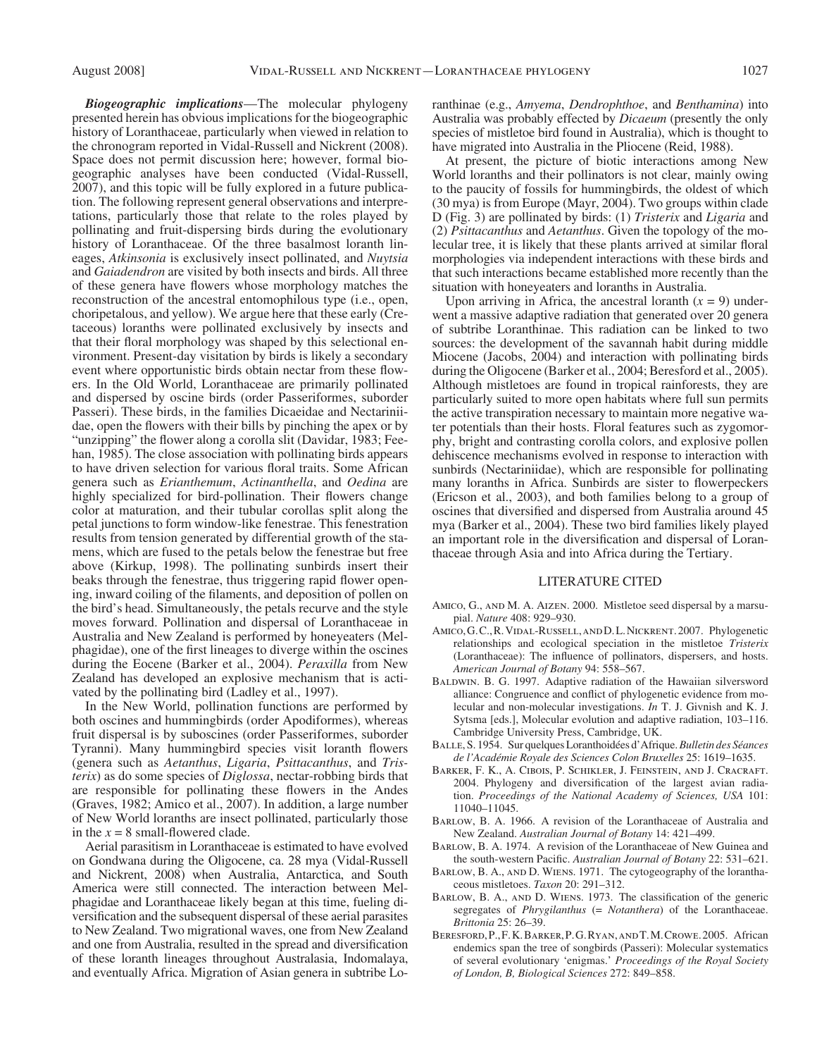***Biogeographic implications***—The molecular phylogeny presented herein has obvious implications for the biogeographic history of Loranthaceae, particularly when viewed in relation to the chronogram reported in Vidal-Russell and Nickrent (2008). Space does not permit discussion here; however, formal biogeographic analyses have been conducted (Vidal-Russell, 2007), and this topic will be fully explored in a future publication. The following represent general observations and interpretations, particularly those that relate to the roles played by pollinating and fruit-dispersing birds during the evolutionary history of Loranthaceae. Of the three basalmost loranth lineages, *Atkinsonia* is exclusively insect pollinated, and *Nuytsia* and *Gaiadendron* are visited by both insects and birds. All three of these genera have flowers whose morphology matches the reconstruction of the ancestral entomophilous type (i.e., open, choripetalous, and yellow). We argue here that these early (Cretaceous) loranths were pollinated exclusively by insects and that their floral morphology was shaped by this selectional environment. Present-day visitation by birds is likely a secondary event where opportunistic birds obtain nectar from these flowers. In the Old World, Loranthaceae are primarily pollinated and dispersed by oscine birds (order Passeriformes, suborder Passeri). These birds, in the families Dicaeidae and Nectariniidae, open the flowers with their bills by pinching the apex or by "unzipping" the flower along a corolla slit (Davidar, 1983; Feehan, 1985). The close association with pollinating birds appears to have driven selection for various floral traits. Some African genera such as *Erianthemum*, *Actinanthella*, and *Oedina* are highly specialized for bird-pollination. Their flowers change color at maturation, and their tubular corollas split along the petal junctions to form window-like fenestrae. This fenestration results from tension generated by differential growth of the stamens, which are fused to the petals below the fenestrae but free above (Kirkup, 1998). The pollinating sunbirds insert their beaks through the fenestrae, thus triggering rapid flower opening, inward coiling of the filaments, and deposition of pollen on the bird's head. Simultaneously, the petals recurve and the style moves forward. Pollination and dispersal of Loranthaceae in Australia and New Zealand is performed by honeyeaters (Melphagidae), one of the first lineages to diverge within the oscines during the Eocene (Barker et al., 2004). *Peraxilla* from New Zealand has developed an explosive mechanism that is activated by the pollinating bird (Ladley et al., 1997).

In the New World, pollination functions are performed by both oscines and hummingbirds (order Apodiformes), whereas fruit dispersal is by suboscines (order Passeriformes, suborder Tyranni). Many hummingbird species visit loranth flowers (genera such as *Aetanthus*, *Ligaria*, *Psittacanthus*, and *Tristerix*) as do some species of *Diglossa*, nectar-robbing birds that are responsible for pollinating these flowers in the Andes (Graves, 1982; Amico et al., 2007). In addition, a large number of New World loranths are insect pollinated, particularly those in the $x = 8$ small-flowered clade.

Aerial parasitism in Loranthaceae is estimated to have evolved on Gondwana during the Oligocene, ca. 28 mya (Vidal-Russell and Nickrent, 2008) when Australia, Antarctica, and South America were still connected. The interaction between Melphagidae and Loranthaceae likely began at this time, fueling diversification and the subsequent dispersal of these aerial parasites to New Zealand. Two migrational waves, one from New Zealand and one from Australia, resulted in the spread and diversification of these loranth lineages throughout Australasia, Indomalaya, and eventually Africa. Migration of Asian genera in subtribe Loranthinae (e.g., *Amyema*, *Dendrophthoe*, and *Benthamina*) into Australia was probably effected by *Dicaeum* (presently the only species of mistletoe bird found in Australia), which is thought to have migrated into Australia in the Pliocene (Reid, 1988).

At present, the picture of biotic interactions among New World loranths and their pollinators is not clear, mainly owing to the paucity of fossils for hummingbirds, the oldest of which (30 mya) is from Europe (Mayr, 2004). Two groups within clade D (Fig. 3) are pollinated by birds: (1) *Tristerix* and *Ligaria* and (2) *Psittacanthus* and *Aetanthus*. Given the topology of the molecular tree, it is likely that these plants arrived at similar floral morphologies via independent interactions with these birds and that such interactions became established more recently than the situation with honeyeaters and loranths in Australia.

Upon arriving in Africa, the ancestral loranth ($x = 9$) underwent a massive adaptive radiation that generated over 20 genera of subtribe Loranthinae. This radiation can be linked to two sources: the development of the savannah habit during middle Miocene (Jacobs, 2004) and interaction with pollinating birds during the Oligocene (Barker et al., 2004; Beresford et al., 2005). Although mistletoes are found in tropical rainforests, they are particularly suited to more open habitats where full sun permits the active transpiration necessary to maintain more negative water potentials than their hosts. Floral features such as zygomorphy, bright and contrasting corolla colors, and explosive pollen dehiscence mechanisms evolved in response to interaction with sunbirds (Nectariniidae), which are responsible for pollinating many loranths in Africa. Sunbirds are sister to flowerpeckers (Ericson et al., 2003), and both families belong to a group of oscines that diversified and dispersed from Australia around 45 mya (Barker et al., 2004). These two bird families likely played an important role in the diversification and dispersal of Loranthaceae through Asia and into Africa during the Tertiary.

## LITERATURE CITED

Amico, G., and M. A. Aizen. 2000. Mistletoe seed dispersal by a marsupial. *Nature* 408: 929–930.

Amico, G. C., R. Vidal-Russell, and D. L. Nickrent. 2007. Phylogenetic relationships and ecological speciation in the mistletoe *Tristerix* (Loranthaceae): The influence of pollinators, dispersers, and hosts. *American Journal of Botany* 94: 558–567.

Baldwin. B. G. 1997. Adaptive radiation of the Hawaiian silversword alliance: Congruence and conflict of phylogenetic evidence from molecular and non-molecular investigations. *In* T. J. Givnish and K. J. Sytsma [eds.], Molecular evolution and adaptive radiation, 103–116. Cambridge University Press, Cambridge, UK.

Balle, S. 1954. Sur quelques Loranthoidées d'Afrique. *Bulletin des Séances de l'Académie Royale des Sciences Colon Bruxelles* 25: 1619–1635.

Barker, F. K., A. Cibois, P. Schikler, J. Feinstein, and J. Cracraft. 2004. Phylogeny and diversification of the largest avian radiation. *Proceedings of the National Academy of Sciences, USA* 101: 11040–11045.

Barlow, B. A. 1966. A revision of the Loranthaceae of Australia and New Zealand. *Australian Journal of Botany* 14: 421–499.

Barlow, B. A. 1974. A revision of the Loranthaceae of New Guinea and the south-western Pacific. *Australian Journal of Botany* 22: 531–621.

Barlow, B. A., and D. Wiens. 1971. The cytogeography of the loranthaceous mistletoes. *Taxon* 20: 291–312.

Barlow, B. A., and D. Wiens. 1973. The classification of the generic segregates of *Phrygilanthus* (= *Notanthera*) of the Loranthaceae. *Brittonia* 25: 26–39.

Beresford, P., F. K. Barker, P. G. Ryan, and T. M. Crowe. 2005. African endemics span the tree of songbirds (Passeri): Molecular systematics of several evolutionary 'enigmas.' *Proceedings of the Royal Society of London, B, Biological Sciences* 272: 849–858.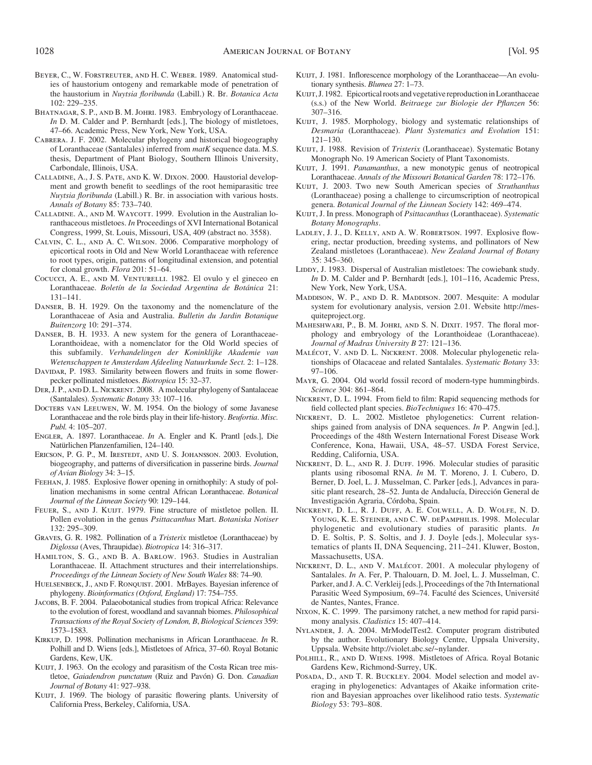Beyer, C., W. Forstreuter, and H. C. Weber. 1989. Anatomical studies of haustorium ontogeny and remarkable mode of penetration of the haustorium in *Nuytsia floribunda* (Labill.) R. Br. *Botanica Acta* 102: 229–235.

Bhatnagar, S. P., and B. M. Johri. 1983. Embryology of Loranthaceae. *In* D. M. Calder and P. Bernhardt [eds.], The biology of mistletoes, 47–66. Academic Press, New York, New York, USA.

Cabrera. J. F. 2002. Molecular phylogeny and historical biogeography of Loranthaceae (Santalales) inferred from *matK* sequence data. M.S. thesis, Department of Plant Biology, Southern Illinois University, Carbondale, Illinois, USA.

Calladine, A., J. S. Pate, and K. W. Dixon. 2000. Haustorial development and growth benefit to seedlings of the root hemiparasitic tree *Nuytsia floribunda* (Labill.) R. Br. in association with various hosts. *Annals of Botany* 85: 733–740.

Calladine. A., and M. Waycott. 1999. Evolution in the Australian loranthaceous mistletoes. *In* Proceedings of XVI International Botanical Congress, 1999, St. Louis, Missouri, USA, 409 (abstract no. 3558).

Calvin, C. L., and A. C. Wilson. 2006. Comparative morphology of epicortical roots in Old and New World Loranthaceae with reference to root types, origin, patterns of longitudinal extension, and potential for clonal growth. *Flora* 201: 51–64.

Cocucci, A. E., and M. Venturelli. 1982. El ovulo y el gineceo en Loranthaceae. *Boletín de la Sociedad Argentina de Botánica* 21: 131–141.

Danser, B. H. 1929. On the taxonomy and the nomenclature of the Loranthaceae of Asia and Australia. *Bulletin du Jardin Botanique Buitenzorg* 10: 291–374.

Danser, B. H. 1933. A new system for the genera of Loranthaceae-Loranthoideae, with a nomenclator for the Old World species of this subfamily. *Verhandelingen der Koninklijke Akademie van Wetenschappen te Amsterdam Afdeeling Natuurkunde Sect.* 2: 1–128.

Davidar, P. 1983. Similarity between flowers and fruits in some flowerpecker pollinated mistletoes. *Biotropica* 15: 32–37.

Der, J. P., and D. L. Nickrent. 2008. A molecular phylogeny of Santalaceae (Santalales). *Systematic Botany* 33: 107–116.

Docters van Leeuwen, W. M. 1954. On the biology of some Javanese Loranthaceae and the role birds play in their life-history. *Beufortia. Misc. Publ.* 4: 105–207.

Engler, A. 1897. Loranthaceae. *In* A. Engler and K. Prantl [eds.], Die Natürlichen Planzenfamilien, 124–140.

Ericson, P. G. P., M. Irestedt, and U. S. Johansson. 2003. Evolution, biogeography, and patterns of diversification in passerine birds. *Journal of Avian Biology* 34: 3–15.

Feehan, J. 1985. Explosive flower opening in ornithophily: A study of pollination mechanisms in some central African Loranthaceae. *Botanical Journal of the Linnean Society* 90: 129–144.

Feuer, S., and J. Kuijt. 1979. Fine structure of mistletoe pollen. II. Pollen evolution in the genus *Psittacanthus* Mart. *Botaniska Notiser* 132: 295–309.

Graves, G. R. 1982. Pollination of a *Tristerix* mistletoe (Loranthaceae) by *Diglossa* (Aves, Thraupidae). *Biotropica* 14: 316–317.

Hamilton, S. G., and B. A. Barlow. 1963. Studies in Australian Loranthaceae. II. Attachment structures and their interrelationships. *Proceedings of the Linnean Society of New South Wales* 88: 74–90.

Huelsenbeck, J., and F. Ronquist. 2001. MrBayes. Bayesian inference of phylogeny. *Bioinformatics (Oxford, England)* 17: 754–755.

Jacobs, B. F. 2004. Palaeobotanical studies from tropical Africa: Relevance to the evolution of forest, woodland and savannah biomes. *Philosophical Transactions of the Royal Society of London, B, Biological Sciences* 359: 1573–1583.

Kirkup, D. 1998. Pollination mechanisms in African Loranthaceae. *In* R. Polhill and D. Wiens [eds.], Mistletoes of Africa, 37–60. Royal Botanic Gardens, Kew, UK.

Kuijt, J. 1963. On the ecology and parasitism of the Costa Rican tree mistletoe, *Gaiadendron punctatum* (Ruiz and Pavón) G. Don. *Canadian Journal of Botany* 41: 927–938.

Kuijt, J. 1969. The biology of parasitic flowering plants. University of California Press, Berkeley, California, USA.

Kuijt, J. 1981. Inflorescence morphology of the Loranthaceae—An evolutionary synthesis. *Blumea* 27: 1–73.

Kuijt, J. 1982. Epicortical roots and vegetative reproduction in Loranthaceae (s.s.) of the New World. *Beitraege zur Biologie der Pflanzen* 56: 307–316.

Kuijt, J. 1985. Morphology, biology and systematic relationships of *Desmaria* (Loranthaceae). *Plant Systematics and Evolution* 151: 121–130.

Kuijt, J. 1988. Revision of *Tristerix* (Loranthaceae). Systematic Botany Monograph No. 19 American Society of Plant Taxonomists.

Kuijt, J. 1991. *Panamanthus*, a new monotypic genus of neotropical Loranthaceae. *Annals of the Missouri Botanical Garden* 78: 172–176.

Kuijt, J. 2003. Two new South American species of *Struthanthus* (Loranthaceae) posing a challenge to circumscription of neotropical genera. *Botanical Journal of the Linnean Society* 142: 469–474.

Kuijt, J. In press. Monograph of *Psittacanthus* (Loranthaceae). *Systematic Botany Monographs*.

Ladley, J. J., D. Kelly, and A. W. Robertson. 1997. Explosive flowering, nectar production, breeding systems, and pollinators of New Zealand mistletoes (Loranthaceae). *New Zealand Journal of Botany* 35: 345–360.

Liddy, J. 1983. Dispersal of Australian mistletoes: The cowiebank study. *In* D. M. Calder and P. Bernhardt [eds.], 101–116, Academic Press, New York, New York, USA.

Maddison, W. P., and D. R. Maddison. 2007. Mesquite: A modular system for evolutionary analysis, version 2.01. Website http://mesquiteproject.org.

Maheshwari, P., B. M. Johri, and S. N. Dixit. 1957. The floral morphology and embryology of the Loranthoideae (Loranthaceae). *Journal of Madras University B* 27: 121–136.

Malécot, V. and D. L. Nickrent. 2008. Molecular phylogenetic relationships of Olacaceae and related Santalales. *Systematic Botany* 33: 97–106.

Mayr, G. 2004. Old world fossil record of modern-type hummingbirds. *Science* 304: 861–864.

Nickrent, D. L. 1994. From field to film: Rapid sequencing methods for field collected plant species. *BioTechniques* 16: 470–475.

Nickrent, D. L. 2002. Mistletoe phylogenetics: Current relationships gained from analysis of DNA sequences. *In* P. Angwin [ed.], Proceedings of the 48th Western International Forest Disease Work Conference, Kona, Hawaii, USA, 48–57. USDA Forest Service, Redding, California, USA.

Nickrent, D. L., and R. J. Duff. 1996. Molecular studies of parasitic plants using ribosomal RNA. *In* M. T. Moreno, J. I. Cubero, D. Berner, D. Joel, L. J. Musselman, C. Parker [eds.], Advances in parasitic plant research, 28–52. Junta de Andalucía, Dirección General de Investigación Agraria, Córdoba, Spain.

Nickrent, D. L., R. J. Duff, A. E. Colwell, A. D. Wolfe, N. D. Young, K. E. Steiner, and C. W. dePamphilis. 1998. Molecular phylogenetic and evolutionary studies of parasitic plants. *In* D. E. Soltis, P. S. Soltis, and J. J. Doyle [eds.], Molecular systematics of plants II, DNA Sequencing, 211–241. Kluwer, Boston, Massachusetts, USA.

Nickrent, D. L., and V. Malécot. 2001. A molecular phylogeny of Santalales. *In* A. Fer, P. Thalouarn, D. M. Joel, L. J. Musselman, C. Parker, and J. A. C. Verkleij [eds.], Proceedings of the 7th International Parasitic Weed Symposium, 69–74. Faculté des Sciences, Université de Nantes, Nantes, France.

Nixon, K. C. 1999. The parsimony ratchet, a new method for rapid parsimony analysis. *Cladistics* 15: 407–414.

Nylander, J. A. 2004. MrModelTest2. Computer program distributed by the author. Evolutionary Biology Centre, Uppsala University, Uppsala. Website http://violet.abc.se/~nylander.

Polhill, R., and D. Wiens. 1998. Mistletoes of Africa. Royal Botanic Gardens Kew, Richmond-Surrey, UK.

Posada, D., and T. R. Buckley. 2004. Model selection and model averaging in phylogenetics: Advantages of Akaike information criterion and Bayesian approaches over likelihood ratio tests. *Systematic Biology* 53: 793–808.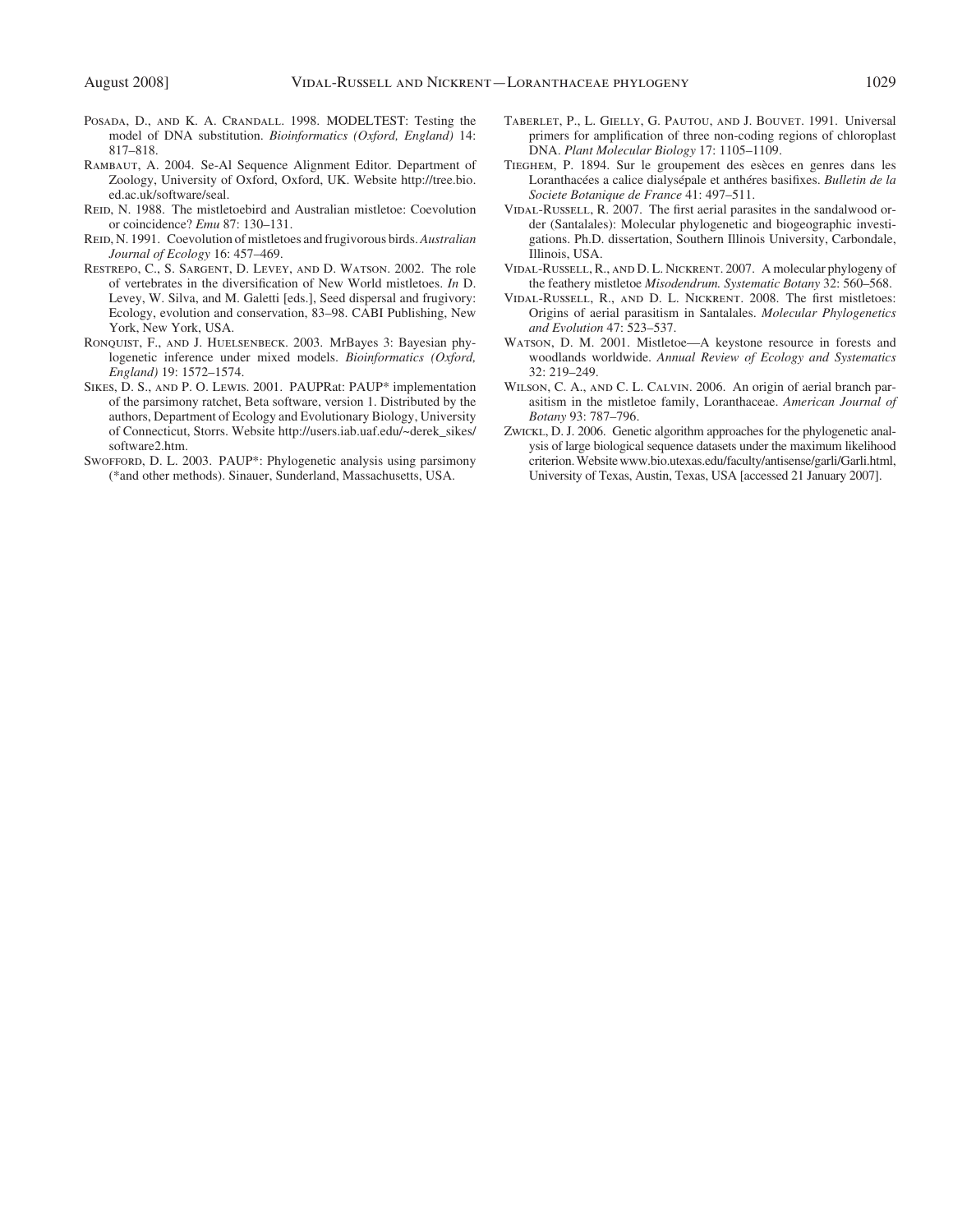Posada, D., and K. A. Crandall. 1998. MODELTEST: Testing the model of DNA substitution. *Bioinformatics (Oxford, England)* 14: 817–818.

Rambaut, A. 2004. Se-Al Sequence Alignment Editor. Department of Zoology, University of Oxford, Oxford, UK. Website http://tree.bio.ed.ac.uk/software/seal.

Reid, N. 1988. The mistletoebird and Australian mistletoe: Coevolution or coincidence? *Emu* 87: 130–131.

Reid, N. 1991. Coevolution of mistletoes and frugivorous birds. *Australian Journal of Ecology* 16: 457–469.

Restrepo, C., S. Sargent, D. Levey, and D. Watson. 2002. The role of vertebrates in the diversification of New World mistletoes. *In* D. Levey, W. Silva, and M. Galetti [eds.], Seed dispersal and frugivory: Ecology, evolution and conservation, 83–98. CABI Publishing, New York, New York, USA.

Ronquist, F., and J. Huelsenbeck. 2003. MrBayes 3: Bayesian phylogenetic inference under mixed models. *Bioinformatics (Oxford, England)* 19: 1572–1574.

Sikes, D. S., and P. O. Lewis. 2001. PAUPRat: PAUP* implementation of the parsimony ratchet, Beta software, version 1. Distributed by the authors, Department of Ecology and Evolutionary Biology, University of Connecticut, Storrs. Website http://users.iab.uaf.edu/~derek_sikes/software2.htm.

Swofford, D. L. 2003. PAUP*: Phylogenetic analysis using parsimony (*and other methods). Sinauer, Sunderland, Massachusetts, USA.

Taberlet, P., L. Gielly, G. Pautou, and J. Bouvet. 1991. Universal primers for amplification of three non-coding regions of chloroplast DNA. *Plant Molecular Biology* 17: 1105–1109.

Tieghem, P. 1894. Sur le groupement des esèces en genres dans les Loranthacées a calice dialysépale et anthéres basifixes. *Bulletin de la Societe Botanique de France* 41: 497–511.

Vidal-Russell, R. 2007. The first aerial parasites in the sandalwood order (Santalales): Molecular phylogenetic and biogeographic investigations. Ph.D. dissertation, Southern Illinois University, Carbondale, Illinois, USA.

Vidal-Russell, R., and D. L. Nickrent. 2007. A molecular phylogeny of the feathery mistletoe *Misodendrum. Systematic Botany* 32: 560–568.

Vidal-Russell, R., and D. L. Nickrent. 2008. The first mistletoes: Origins of aerial parasitism in Santalales. *Molecular Phylogenetics and Evolution* 47: 523–537.

Watson, D. M. 2001. Mistletoe—A keystone resource in forests and woodlands worldwide. *Annual Review of Ecology and Systematics* 32: 219–249.

Wilson, C. A., and C. L. Calvin. 2006. An origin of aerial branch parasitism in the mistletoe family, Loranthaceae. *American Journal of Botany* 93: 787–796.

Zwickl, D. J. 2006. Genetic algorithm approaches for the phylogenetic analysis of large biological sequence datasets under the maximum likelihood criterion. Website www.bio.utexas.edu/faculty/antisense/garli/Garli.html, University of Texas, Austin, Texas, USA [accessed 21 January 2007].